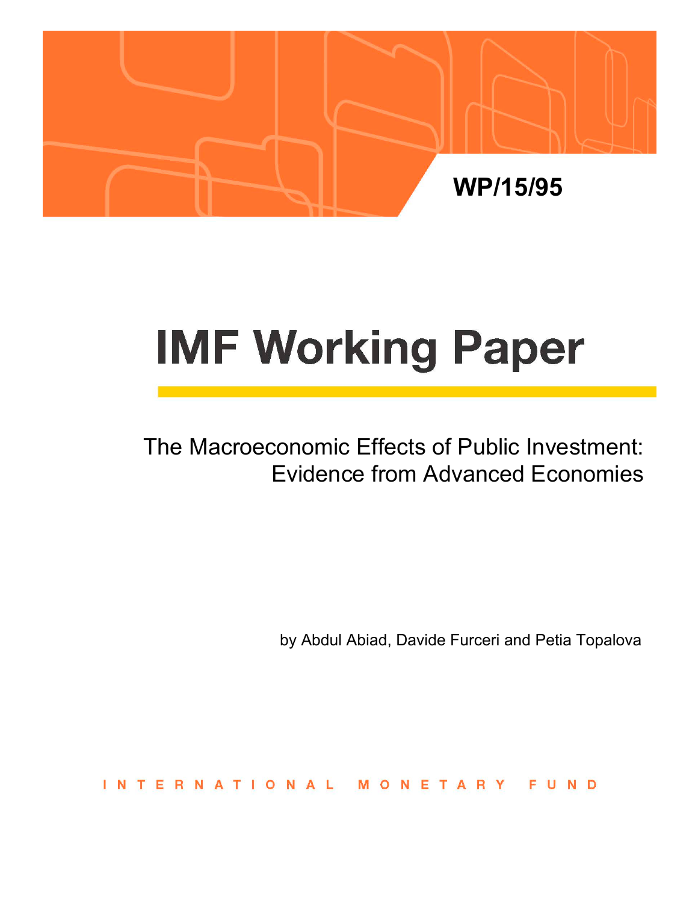WP/15/95

# IMF Working Paper

The Macroeconomic Effects of Public Investment: Evidence from Advanced Economies

by Abdul Abiad, Davide Furceri and Petia Topalova

INTERNATIONAL MONETARY FUND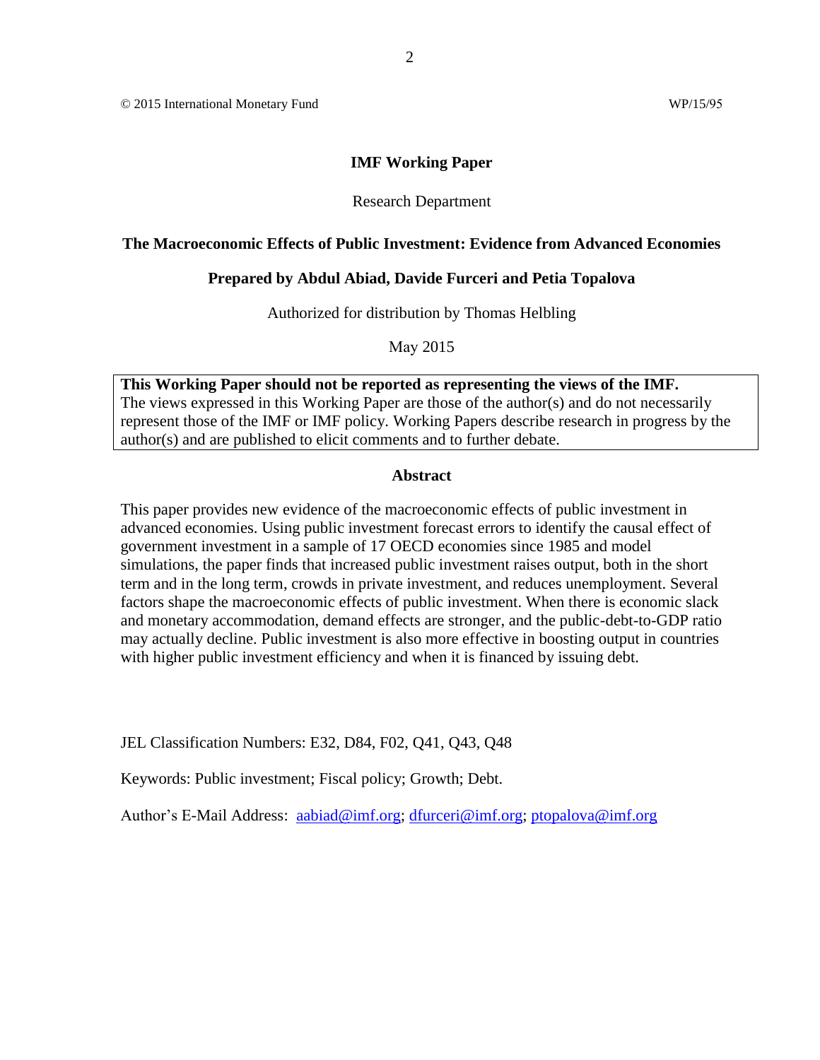© 2015 International Monetary Fund WP/15/95

**IMF Working Paper**

Research Department

**The Macroeconomic Effects of Public Investment: Evidence from Advanced Economies**

**Prepared by Abdul Abiad, Davide Furceri and Petia Topalova**

Authorized for distribution by Thomas Helbling

May 2015

**This Working Paper should not be reported as representing the views of the IMF.**
The views expressed in this Working Paper are those of the author(s) and do not necessarily represent those of the IMF or IMF policy. Working Papers describe research in progress by the author(s) and are published to elicit comments and to further debate.

**Abstract**

This paper provides new evidence of the macroeconomic effects of public investment in advanced economies. Using public investment forecast errors to identify the causal effect of government investment in a sample of 17 OECD economies since 1985 and model simulations, the paper finds that increased public investment raises output, both in the short term and in the long term, crowds in private investment, and reduces unemployment. Several factors shape the macroeconomic effects of public investment. When there is economic slack and monetary accommodation, demand effects are stronger, and the public-debt-to-GDP ratio may actually decline. Public investment is also more effective in boosting output in countries with higher public investment efficiency and when it is financed by issuing debt.

JEL Classification Numbers: E32, D84, F02, Q41, Q43, Q48

Keywords: Public investment; Fiscal policy; Growth; Debt.

Author's E-Mail Address: aabiad@imf.org; dfurceri@imf.org; ptopalova@imf.org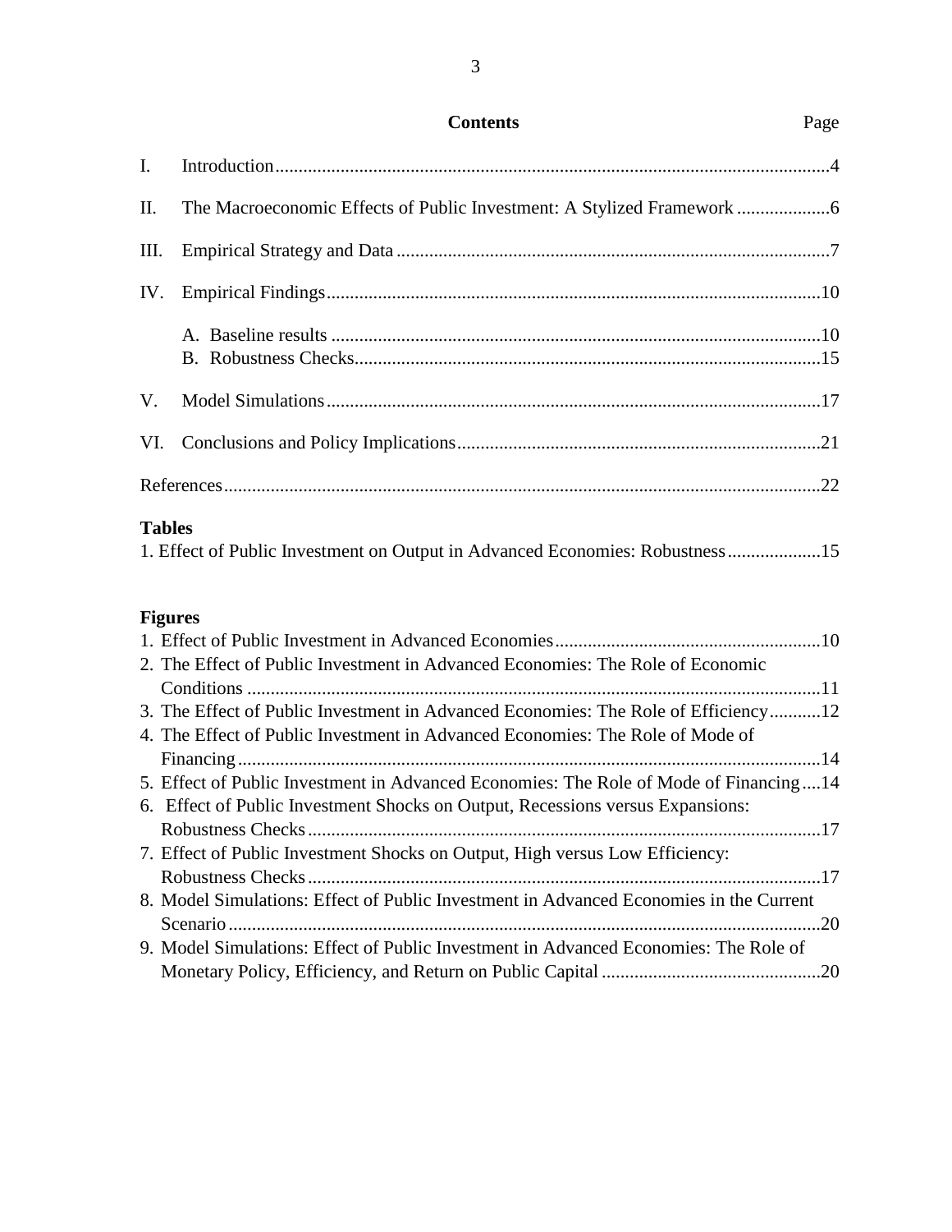**Contents** Page

I. Introduction....4

II. The Macroeconomic Effects of Public Investment: A Stylized Framework....6

III. Empirical Strategy and Data....7

IV. Empirical Findings....10

- A. Baseline results....10
- B. Robustness Checks....15

V. Model Simulations....17

VI. Conclusions and Policy Implications....21

References....22

**Tables**

1. Effect of Public Investment on Output in Advanced Economies: Robustness....15

**Figures**

1. Effect of Public Investment in Advanced Economies....10
2. The Effect of Public Investment in Advanced Economies: The Role of Economic Conditions....11
3. The Effect of Public Investment in Advanced Economies: The Role of Efficiency....12
4. The Effect of Public Investment in Advanced Economies: The Role of Mode of Financing....14
5. Effect of Public Investment in Advanced Economies: The Role of Mode of Financing....14
6. Effect of Public Investment Shocks on Output, Recessions versus Expansions: Robustness Checks....17
7. Effect of Public Investment Shocks on Output, High versus Low Efficiency: Robustness Checks....17
8. Model Simulations: Effect of Public Investment in Advanced Economies in the Current Scenario....20
9. Model Simulations: Effect of Public Investment in Advanced Economies: The Role of Monetary Policy, Efficiency, and Return on Public Capital....20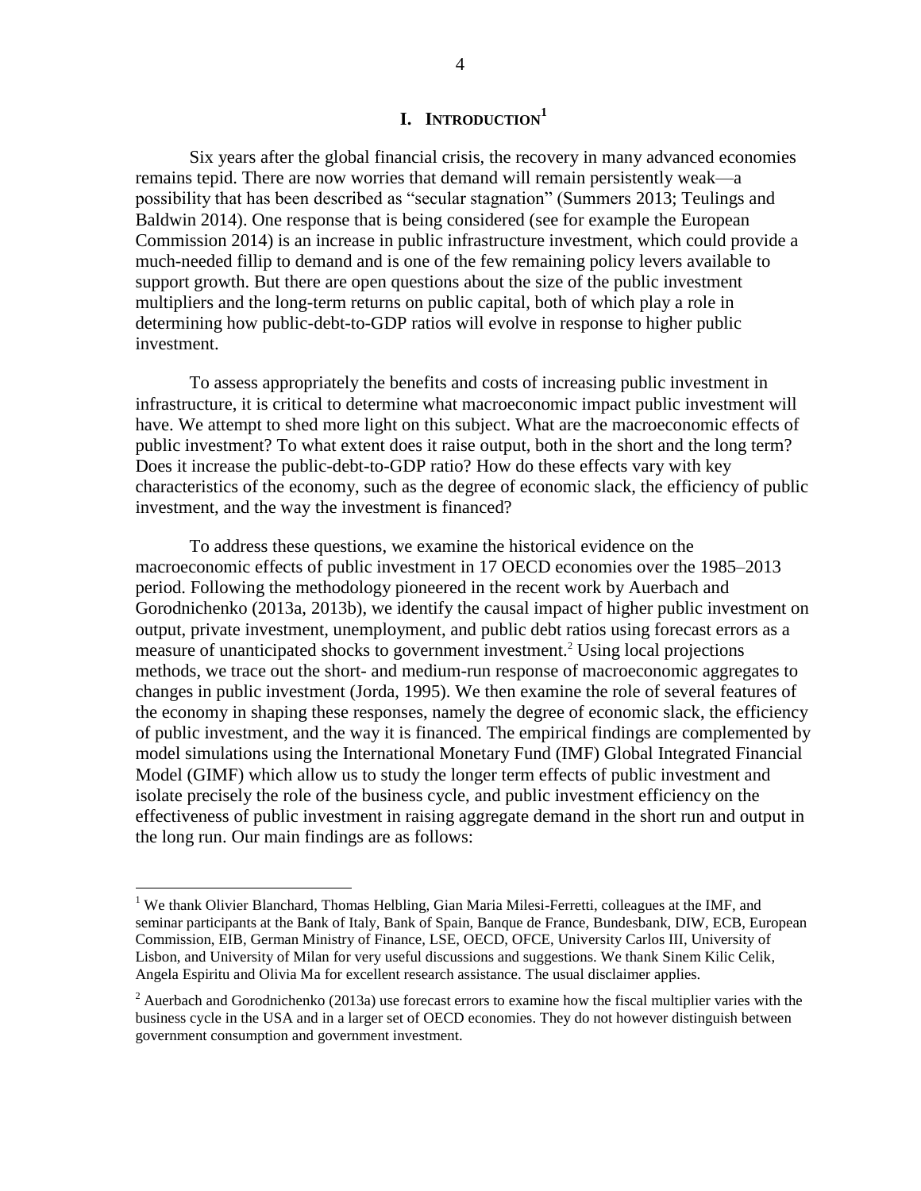# I. INTRODUCTION[1]

Six years after the global financial crisis, the recovery in many advanced economies remains tepid. There are now worries that demand will remain persistently weak—a possibility that has been described as "secular stagnation" (Summers 2013; Teulings and Baldwin 2014). One response that is being considered (see for example the European Commission 2014) is an increase in public infrastructure investment, which could provide a much-needed fillip to demand and is one of the few remaining policy levers available to support growth. But there are open questions about the size of the public investment multipliers and the long-term returns on public capital, both of which play a role in determining how public-debt-to-GDP ratios will evolve in response to higher public investment.

To assess appropriately the benefits and costs of increasing public investment in infrastructure, it is critical to determine what macroeconomic impact public investment will have. We attempt to shed more light on this subject. What are the macroeconomic effects of public investment? To what extent does it raise output, both in the short and the long term? Does it increase the public-debt-to-GDP ratio? How do these effects vary with key characteristics of the economy, such as the degree of economic slack, the efficiency of public investment, and the way the investment is financed?

To address these questions, we examine the historical evidence on the macroeconomic effects of public investment in 17 OECD economies over the 1985–2013 period. Following the methodology pioneered in the recent work by Auerbach and Gorodnichenko (2013a, 2013b), we identify the causal impact of higher public investment on output, private investment, unemployment, and public debt ratios using forecast errors as a measure of unanticipated shocks to government investment.[2] Using local projections methods, we trace out the short- and medium-run response of macroeconomic aggregates to changes in public investment (Jorda, 1995). We then examine the role of several features of the economy in shaping these responses, namely the degree of economic slack, the efficiency of public investment, and the way it is financed. The empirical findings are complemented by model simulations using the International Monetary Fund (IMF) Global Integrated Financial Model (GIMF) which allow us to study the longer term effects of public investment and isolate precisely the role of the business cycle, and public investment efficiency on the effectiveness of public investment in raising aggregate demand in the short run and output in the long run. Our main findings are as follows:

[1] We thank Olivier Blanchard, Thomas Helbling, Gian Maria Milesi-Ferretti, colleagues at the IMF, and seminar participants at the Bank of Italy, Bank of Spain, Banque de France, Bundesbank, DIW, ECB, European Commission, EIB, German Ministry of Finance, LSE, OECD, OFCE, University Carlos III, University of Lisbon, and University of Milan for very useful discussions and suggestions. We thank Sinem Kilic Celik, Angela Espiritu and Olivia Ma for excellent research assistance. The usual disclaimer applies.

[2] Auerbach and Gorodnichenko (2013a) use forecast errors to examine how the fiscal multiplier varies with the business cycle in the USA and in a larger set of OECD economies. They do not however distinguish between government consumption and government investment.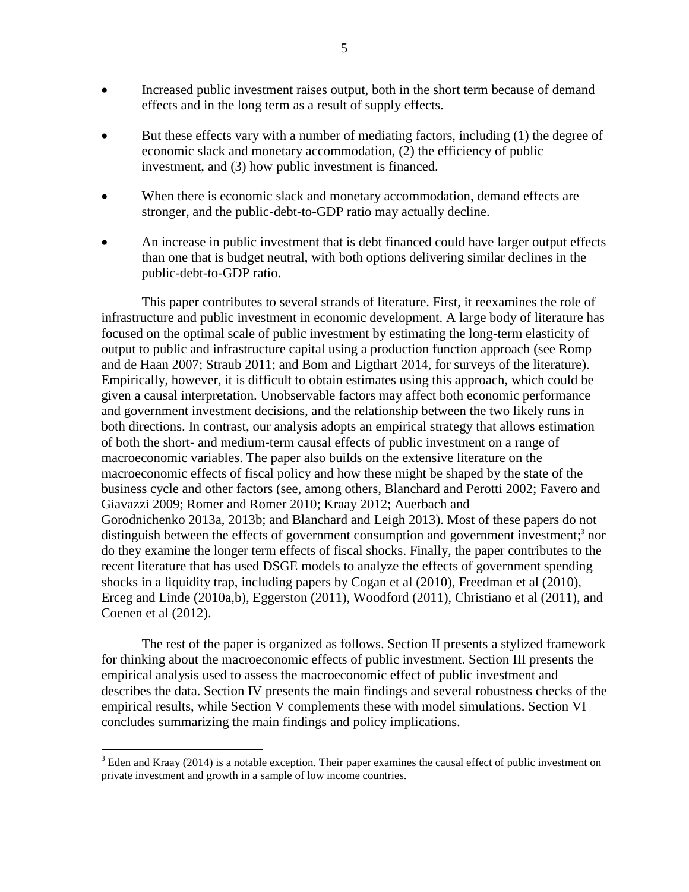- Increased public investment raises output, both in the short term because of demand effects and in the long term as a result of supply effects.
- But these effects vary with a number of mediating factors, including (1) the degree of economic slack and monetary accommodation, (2) the efficiency of public investment, and (3) how public investment is financed.
- When there is economic slack and monetary accommodation, demand effects are stronger, and the public-debt-to-GDP ratio may actually decline.
- An increase in public investment that is debt financed could have larger output effects than one that is budget neutral, with both options delivering similar declines in the public-debt-to-GDP ratio.

This paper contributes to several strands of literature. First, it reexamines the role of infrastructure and public investment in economic development. A large body of literature has focused on the optimal scale of public investment by estimating the long-term elasticity of output to public and infrastructure capital using a production function approach (see Romp and de Haan 2007; Straub 2011; and Bom and Ligthart 2014, for surveys of the literature). Empirically, however, it is difficult to obtain estimates using this approach, which could be given a causal interpretation. Unobservable factors may affect both economic performance and government investment decisions, and the relationship between the two likely runs in both directions. In contrast, our analysis adopts an empirical strategy that allows estimation of both the short- and medium-term causal effects of public investment on a range of macroeconomic variables. The paper also builds on the extensive literature on the macroeconomic effects of fiscal policy and how these might be shaped by the state of the business cycle and other factors (see, among others, Blanchard and Perotti 2002; Favero and Giavazzi 2009; Romer and Romer 2010; Kraay 2012; Auerbach and Gorodnichenko 2013a, 2013b; and Blanchard and Leigh 2013). Most of these papers do not distinguish between the effects of government consumption and government investment;[3] nor do they examine the longer term effects of fiscal shocks. Finally, the paper contributes to the recent literature that has used DSGE models to analyze the effects of government spending shocks in a liquidity trap, including papers by Cogan et al (2010), Freedman et al (2010), Erceg and Linde (2010a,b), Eggerston (2011), Woodford (2011), Christiano et al (2011), and Coenen et al (2012).

The rest of the paper is organized as follows. Section II presents a stylized framework for thinking about the macroeconomic effects of public investment. Section III presents the empirical analysis used to assess the macroeconomic effect of public investment and describes the data. Section IV presents the main findings and several robustness checks of the empirical results, while Section V complements these with model simulations. Section VI concludes summarizing the main findings and policy implications.

[3] Eden and Kraay (2014) is a notable exception. Their paper examines the causal effect of public investment on private investment and growth in a sample of low income countries.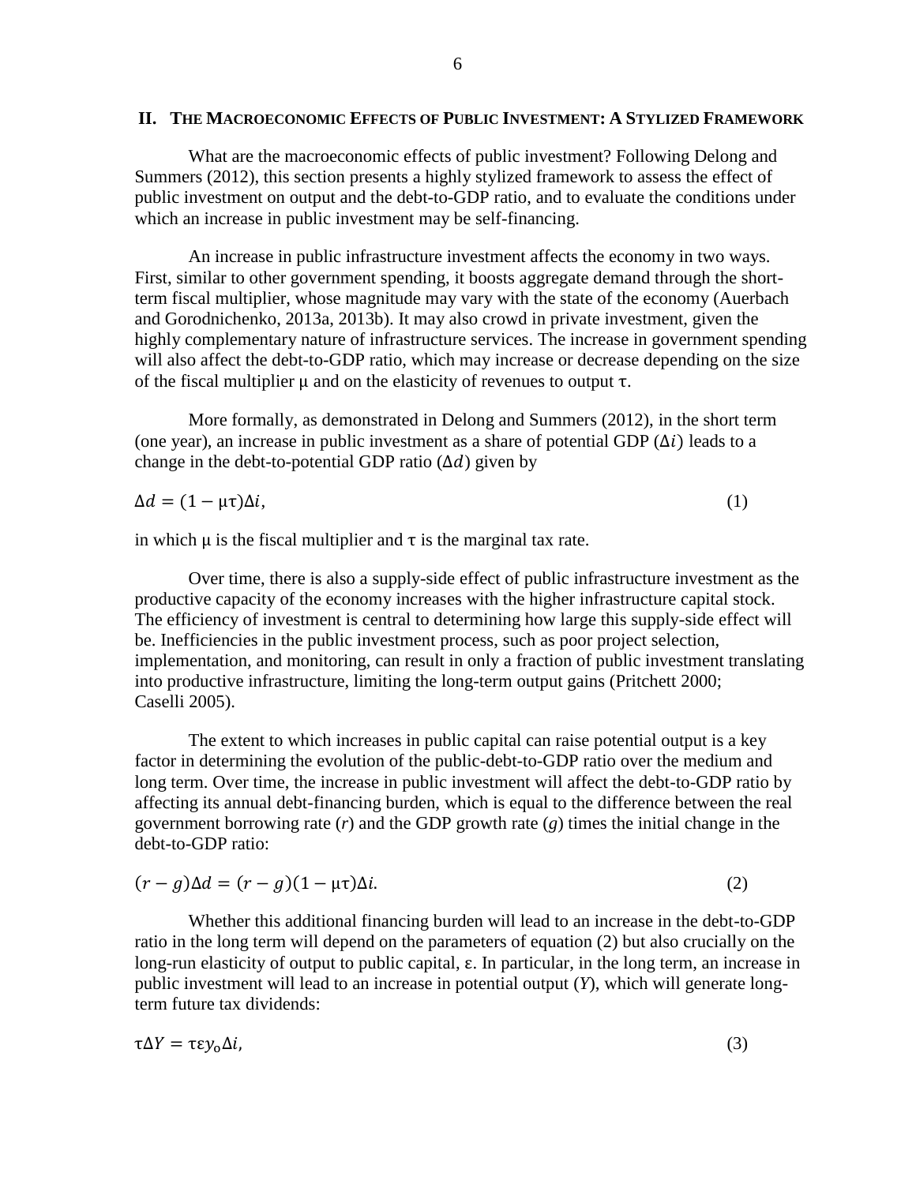## II. The Macroeconomic Effects of Public Investment: A Stylized Framework

What are the macroeconomic effects of public investment? Following Delong and Summers (2012), this section presents a highly stylized framework to assess the effect of public investment on output and the debt-to-GDP ratio, and to evaluate the conditions under which an increase in public investment may be self-financing.

An increase in public infrastructure investment affects the economy in two ways. First, similar to other government spending, it boosts aggregate demand through the short-term fiscal multiplier, whose magnitude may vary with the state of the economy (Auerbach and Gorodnichenko, 2013a, 2013b). It may also crowd in private investment, given the highly complementary nature of infrastructure services. The increase in government spending will also affect the debt-to-GDP ratio, which may increase or decrease depending on the size of the fiscal multiplier $\mu$ and on the elasticity of revenues to output $\tau$.

More formally, as demonstrated in Delong and Summers (2012), in the short term (one year), an increase in public investment as a share of potential GDP ($\Delta i$) leads to a change in the debt-to-potential GDP ratio ($\Delta d$) given by

$$\Delta d = (1 - \mu\tau)\Delta i, \tag{1}$$

in which $\mu$ is the fiscal multiplier and $\tau$ is the marginal tax rate.

Over time, there is also a supply-side effect of public infrastructure investment as the productive capacity of the economy increases with the higher infrastructure capital stock. The efficiency of investment is central to determining how large this supply-side effect will be. Inefficiencies in the public investment process, such as poor project selection, implementation, and monitoring, can result in only a fraction of public investment translating into productive infrastructure, limiting the long-term output gains (Pritchett 2000; Caselli 2005).

The extent to which increases in public capital can raise potential output is a key factor in determining the evolution of the public-debt-to-GDP ratio over the medium and long term. Over time, the increase in public investment will affect the debt-to-GDP ratio by affecting its annual debt-financing burden, which is equal to the difference between the real government borrowing rate ($r$) and the GDP growth rate ($g$) times the initial change in the debt-to-GDP ratio:

$$(r - g)\Delta d = (r - g)(1 - \mu\tau)\Delta i. \tag{2}$$

Whether this additional financing burden will lead to an increase in the debt-to-GDP ratio in the long term will depend on the parameters of equation (2) but also crucially on the long-run elasticity of output to public capital, $\varepsilon$. In particular, in the long term, an increase in public investment will lead to an increase in potential output ($Y$), which will generate long-term future tax dividends:

$$\tau\Delta Y = \tau\varepsilon y_{o}\Delta i, \tag{3}$$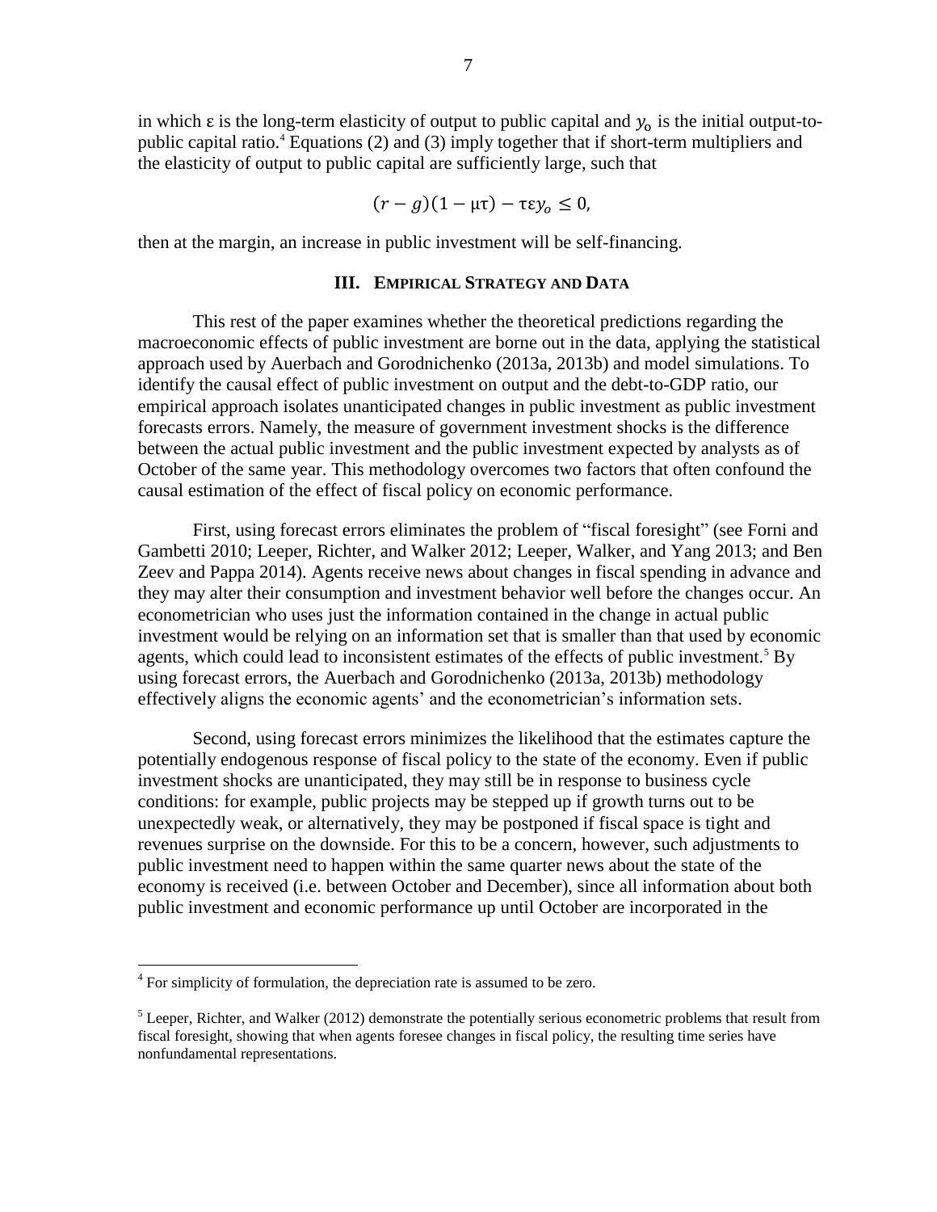in which ε is the long-term elasticity of output to public capital and $y_o$ is the initial output-to-public capital ratio.[4] Equations (2) and (3) imply together that if short-term multipliers and the elasticity of output to public capital are sufficiently large, such that

$$(r - g)(1 - \mu\tau) - \tau\varepsilon y_o \leq 0,$$

then at the margin, an increase in public investment will be self-financing.

## III. Empirical Strategy and Data

This rest of the paper examines whether the theoretical predictions regarding the macroeconomic effects of public investment are borne out in the data, applying the statistical approach used by Auerbach and Gorodnichenko (2013a, 2013b) and model simulations. To identify the causal effect of public investment on output and the debt-to-GDP ratio, our empirical approach isolates unanticipated changes in public investment as public investment forecasts errors. Namely, the measure of government investment shocks is the difference between the actual public investment and the public investment expected by analysts as of October of the same year. This methodology overcomes two factors that often confound the causal estimation of the effect of fiscal policy on economic performance.

First, using forecast errors eliminates the problem of "fiscal foresight" (see Forni and Gambetti 2010; Leeper, Richter, and Walker 2012; Leeper, Walker, and Yang 2013; and Ben Zeev and Pappa 2014). Agents receive news about changes in fiscal spending in advance and they may alter their consumption and investment behavior well before the changes occur. An econometrician who uses just the information contained in the change in actual public investment would be relying on an information set that is smaller than that used by economic agents, which could lead to inconsistent estimates of the effects of public investment.[5] By using forecast errors, the Auerbach and Gorodnichenko (2013a, 2013b) methodology effectively aligns the economic agents' and the econometrician's information sets.

Second, using forecast errors minimizes the likelihood that the estimates capture the potentially endogenous response of fiscal policy to the state of the economy. Even if public investment shocks are unanticipated, they may still be in response to business cycle conditions: for example, public projects may be stepped up if growth turns out to be unexpectedly weak, or alternatively, they may be postponed if fiscal space is tight and revenues surprise on the downside. For this to be a concern, however, such adjustments to public investment need to happen within the same quarter news about the state of the economy is received (i.e. between October and December), since all information about both public investment and economic performance up until October are incorporated in the

---

[4] For simplicity of formulation, the depreciation rate is assumed to be zero.

[5] Leeper, Richter, and Walker (2012) demonstrate the potentially serious econometric problems that result from fiscal foresight, showing that when agents foresee changes in fiscal policy, the resulting time series have nonfundamental representations.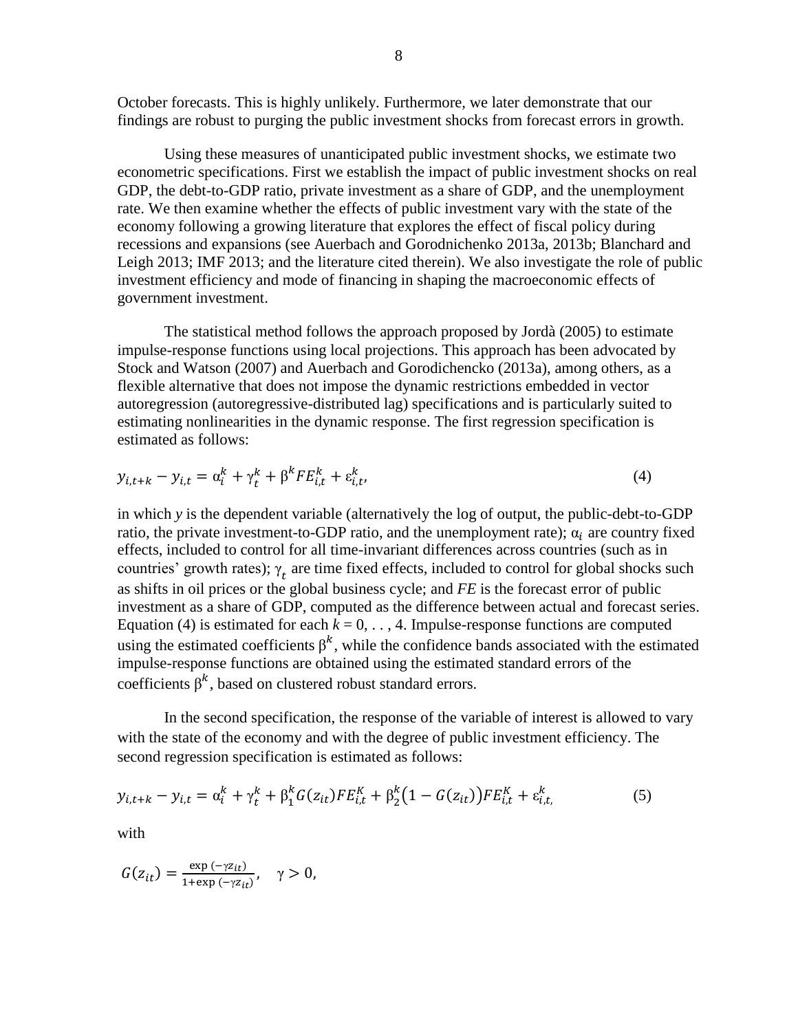October forecasts. This is highly unlikely. Furthermore, we later demonstrate that our findings are robust to purging the public investment shocks from forecast errors in growth.

Using these measures of unanticipated public investment shocks, we estimate two econometric specifications. First we establish the impact of public investment shocks on real GDP, the debt-to-GDP ratio, private investment as a share of GDP, and the unemployment rate. We then examine whether the effects of public investment vary with the state of the economy following a growing literature that explores the effect of fiscal policy during recessions and expansions (see Auerbach and Gorodnichenko 2013a, 2013b; Blanchard and Leigh 2013; IMF 2013; and the literature cited therein). We also investigate the role of public investment efficiency and mode of financing in shaping the macroeconomic effects of government investment.

The statistical method follows the approach proposed by Jordà (2005) to estimate impulse-response functions using local projections. This approach has been advocated by Stock and Watson (2007) and Auerbach and Gorodichencko (2013a), among others, as a flexible alternative that does not impose the dynamic restrictions embedded in vector autoregression (autoregressive-distributed lag) specifications and is particularly suited to estimating nonlinearities in the dynamic response. The first regression specification is estimated as follows:

$$y_{i,t+k} - y_{i,t} = \alpha_i^k + \gamma_t^k + \beta^k FE_{i,t}^k + \varepsilon_{i,t}^k, \tag{4}$$

in which *y* is the dependent variable (alternatively the log of output, the public-debt-to-GDP ratio, the private investment-to-GDP ratio, and the unemployment rate); $\alpha_i$ are country fixed effects, included to control for all time-invariant differences across countries (such as in countries' growth rates); $\gamma_t$ are time fixed effects, included to control for global shocks such as shifts in oil prices or the global business cycle; and *FE* is the forecast error of public investment as a share of GDP, computed as the difference between actual and forecast series. Equation (4) is estimated for each $k = 0, \ldots, 4$. Impulse-response functions are computed using the estimated coefficients $\beta^k$, while the confidence bands associated with the estimated impulse-response functions are obtained using the estimated standard errors of the coefficients $\beta^k$, based on clustered robust standard errors.

In the second specification, the response of the variable of interest is allowed to vary with the state of the economy and with the degree of public investment efficiency. The second regression specification is estimated as follows:

$$y_{i,t+k} - y_{i,t} = \alpha_i^k + \gamma_t^k + \beta_1^k G(z_{it}) FE_{i,t}^K + \beta_2^k \big(1 - G(z_{it})\big) FE_{i,t}^K + \varepsilon_{i,t,}^k \tag{5}$$

with

$$G(z_{it}) = \frac{\exp(-\gamma z_{it})}{1 + \exp(-\gamma z_{it})}, \quad \gamma > 0,$$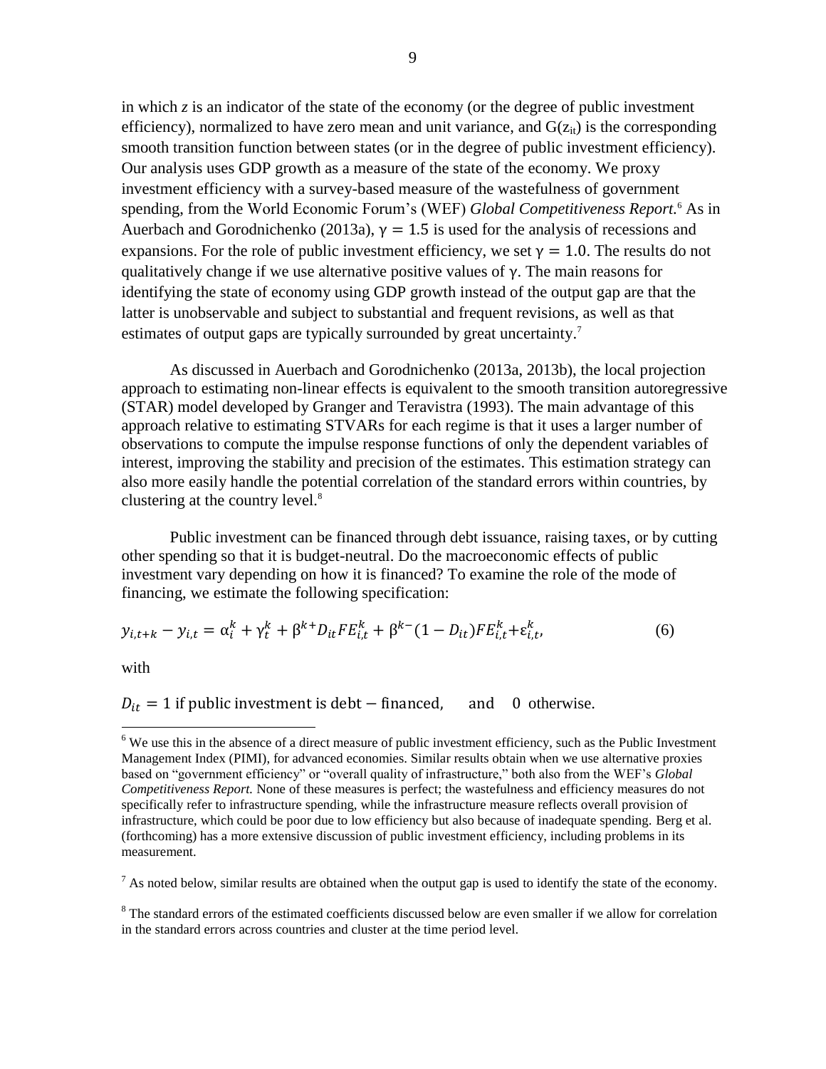in which $z$ is an indicator of the state of the economy (or the degree of public investment efficiency), normalized to have zero mean and unit variance, and $G(z_{it})$ is the corresponding smooth transition function between states (or in the degree of public investment efficiency). Our analysis uses GDP growth as a measure of the state of the economy. We proxy investment efficiency with a survey-based measure of the wastefulness of government spending, from the World Economic Forum's (WEF) *Global Competitiveness Report.*[6] As in Auerbach and Gorodnichenko (2013a), $\gamma = 1.5$ is used for the analysis of recessions and expansions. For the role of public investment efficiency, we set $\gamma = 1.0$. The results do not qualitatively change if we use alternative positive values of $\gamma$. The main reasons for identifying the state of economy using GDP growth instead of the output gap are that the latter is unobservable and subject to substantial and frequent revisions, as well as that estimates of output gaps are typically surrounded by great uncertainty.[7]

As discussed in Auerbach and Gorodnichenko (2013a, 2013b), the local projection approach to estimating non-linear effects is equivalent to the smooth transition autoregressive (STAR) model developed by Granger and Teravistra (1993). The main advantage of this approach relative to estimating STVARs for each regime is that it uses a larger number of observations to compute the impulse response functions of only the dependent variables of interest, improving the stability and precision of the estimates. This estimation strategy can also more easily handle the potential correlation of the standard errors within countries, by clustering at the country level.[8]

Public investment can be financed through debt issuance, raising taxes, or by cutting other spending so that it is budget-neutral. Do the macroeconomic effects of public investment vary depending on how it is financed? To examine the role of the mode of financing, we estimate the following specification:

$$y_{i,t+k} - y_{i,t} = \alpha_i^k + \gamma_t^k + \beta^{k+} D_{it} FE_{i,t}^k + \beta^{k-}(1 - D_{it}) FE_{i,t}^k + \varepsilon_{i,t}^k, \qquad (6)$$

with

$D_{it} = 1$ if public investment is debt $-$ financed, and $0$ otherwise.

[6] We use this in the absence of a direct measure of public investment efficiency, such as the Public Investment Management Index (PIMI), for advanced economies. Similar results obtain when we use alternative proxies based on "government efficiency" or "overall quality of infrastructure," both also from the WEF's *Global Competitiveness Report.* None of these measures is perfect; the wastefulness and efficiency measures do not specifically refer to infrastructure spending, while the infrastructure measure reflects overall provision of infrastructure, which could be poor due to low efficiency but also because of inadequate spending. Berg et al. (forthcoming) has a more extensive discussion of public investment efficiency, including problems in its measurement.

[7] As noted below, similar results are obtained when the output gap is used to identify the state of the economy.

[8] The standard errors of the estimated coefficients discussed below are even smaller if we allow for correlation in the standard errors across countries and cluster at the time period level.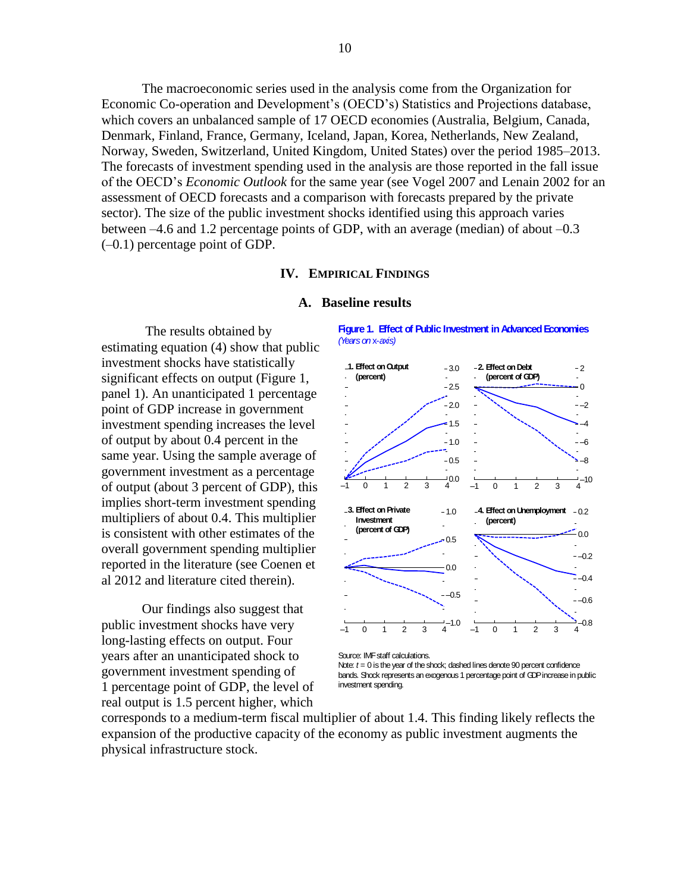The macroeconomic series used in the analysis come from the Organization for Economic Co-operation and Development's (OECD's) Statistics and Projections database, which covers an unbalanced sample of 17 OECD economies (Australia, Belgium, Canada, Denmark, Finland, France, Germany, Iceland, Japan, Korea, Netherlands, New Zealand, Norway, Sweden, Switzerland, United Kingdom, United States) over the period 1985–2013. The forecasts of investment spending used in the analysis are those reported in the fall issue of the OECD's *Economic Outlook* for the same year (see Vogel 2007 and Lenain 2002 for an assessment of OECD forecasts and a comparison with forecasts prepared by the private sector). The size of the public investment shocks identified using this approach varies between –4.6 and 1.2 percentage points of GDP, with an average (median) of about –0.3 (–0.1) percentage point of GDP.

# IV. Empirical Findings

## A. Baseline results

The results obtained by estimating equation (4) show that public investment shocks have statistically significant effects on output (Figure 1, panel 1). An unanticipated 1 percentage point of GDP increase in government investment spending increases the level of output by about 0.4 percent in the same year. Using the sample average of government investment as a percentage of output (about 3 percent of GDP), this implies short-term investment spending multipliers of about 0.4. This multiplier is consistent with other estimates of the overall government spending multiplier reported in the literature (see Coenen et al 2012 and literature cited therein).

**Figure 1. Effect of Public Investment in Advanced Economies**
*(Years on x-axis)*

Source: IMF staff calculations.
Note: $t = 0$ is the year of the shock; dashed lines denote 90 percent confidence bands. Shock represents an exogenous 1 percentage point of GDP increase in public investment spending.

Our findings also suggest that public investment shocks have very long-lasting effects on output. Four years after an unanticipated shock to government investment spending of 1 percentage point of GDP, the level of real output is 1.5 percent higher, which corresponds to a medium-term fiscal multiplier of about 1.4. This finding likely reflects the expansion of the productive capacity of the economy as public investment augments the physical infrastructure stock.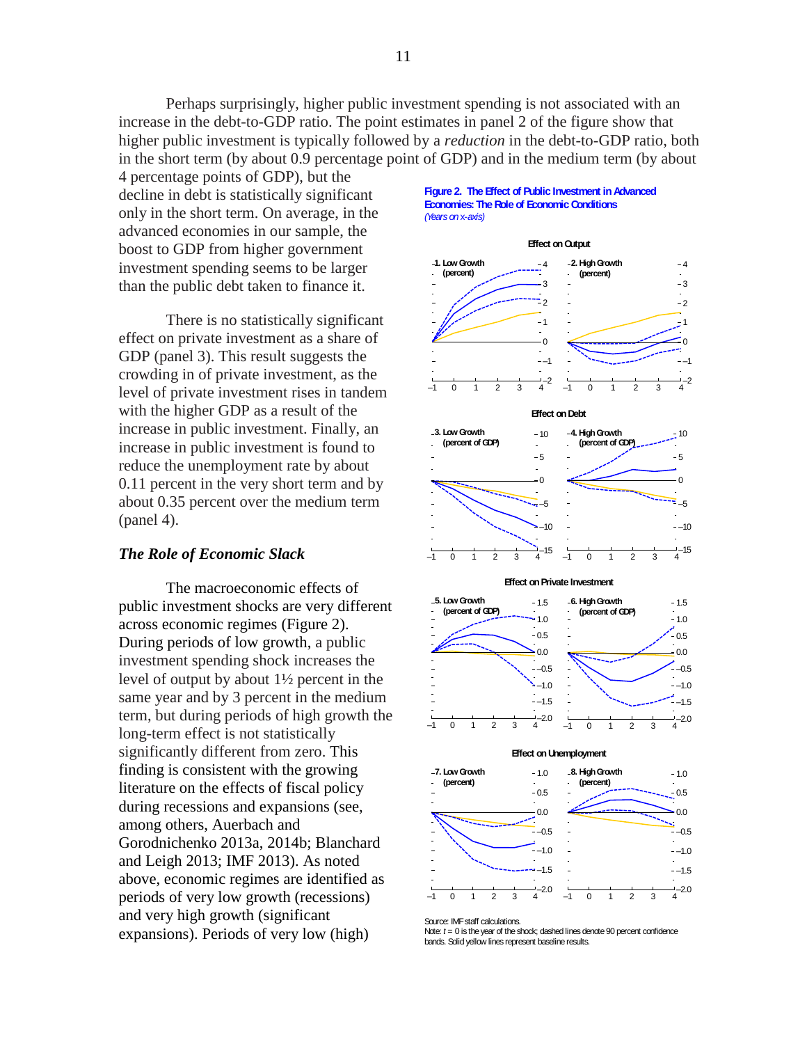Perhaps surprisingly, higher public investment spending is not associated with an increase in the debt-to-GDP ratio. The point estimates in panel 2 of the figure show that higher public investment is typically followed by a *reduction* in the debt-to-GDP ratio, both in the short term (by about 0.9 percentage point of GDP) and in the medium term (by about 4 percentage points of GDP), but the decline in debt is statistically significant only in the short term. On average, in the advanced economies in our sample, the boost to GDP from higher government investment spending seems to be larger than the public debt taken to finance it.

There is no statistically significant effect on private investment as a share of GDP (panel 3). This result suggests the crowding in of private investment, as the level of private investment rises in tandem with the higher GDP as a result of the increase in public investment. Finally, an increase in public investment is found to reduce the unemployment rate by about 0.11 percent in the very short term and by about 0.35 percent over the medium term (panel 4).

### *The Role of Economic Slack*

The macroeconomic effects of public investment shocks are very different across economic regimes (Figure 2). During periods of low growth, a public investment spending shock increases the level of output by about 1½ percent in the same year and by 3 percent in the medium term, but during periods of high growth the long-term effect is not statistically significantly different from zero. This finding is consistent with the growing literature on the effects of fiscal policy during recessions and expansions (see, among others, Auerbach and Gorodnichenko 2013a, 2014b; Blanchard and Leigh 2013; IMF 2013). As noted above, economic regimes are identified as periods of very low growth (recessions) and very high growth (significant expansions). Periods of very low (high)

**Figure 2. The Effect of Public Investment in Advanced Economies: The Role of Economic Conditions**
*(Years on x-axis)*

Source: IMF staff calculations.
Note: $t = 0$ is the year of the shock; dashed lines denote 90 percent confidence bands. Solid yellow lines represent baseline results.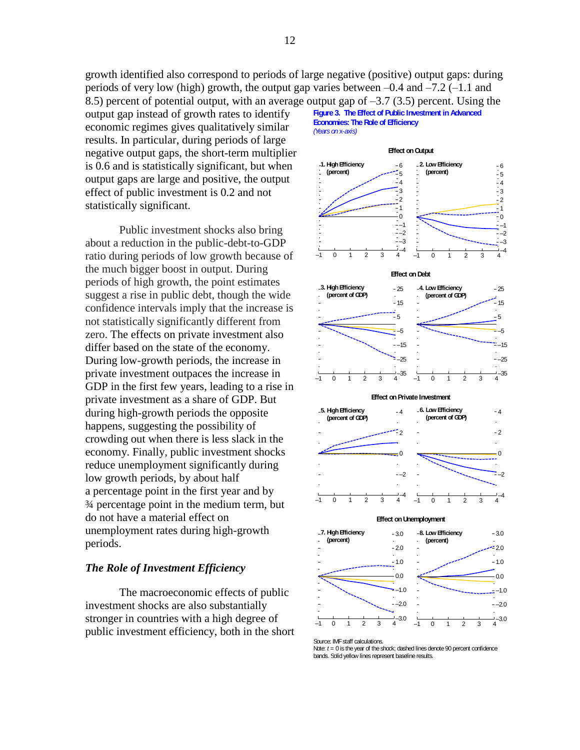growth identified also correspond to periods of large negative (positive) output gaps: during periods of very low (high) growth, the output gap varies between –0.4 and –7.2 (–1.1 and 8.5) percent of potential output, with an average output gap of –3.7 (3.5) percent. Using the output gap instead of growth rates to identify economic regimes gives qualitatively similar results. In particular, during periods of large negative output gaps, the short-term multiplier is 0.6 and is statistically significant, but when output gaps are large and positive, the output effect of public investment is 0.2 and not statistically significant.

Public investment shocks also bring about a reduction in the public-debt-to-GDP ratio during periods of low growth because of the much bigger boost in output. During periods of high growth, the point estimates suggest a rise in public debt, though the wide confidence intervals imply that the increase is not statistically significantly different from zero. The effects on private investment also differ based on the state of the economy. During low-growth periods, the increase in private investment outpaces the increase in GDP in the first few years, leading to a rise in private investment as a share of GDP. But during high-growth periods the opposite happens, suggesting the possibility of crowding out when there is less slack in the economy. Finally, public investment shocks reduce unemployment significantly during low growth periods, by about half a percentage point in the first year and by ¾ percentage point in the medium term, but do not have a material effect on unemployment rates during high-growth periods.

### *The Role of Investment Efficiency*

The macroeconomic effects of public investment shocks are also substantially stronger in countries with a high degree of public investment efficiency, both in the short

**Figure 3. The Effect of Public Investment in Advanced Economies: The Role of Efficiency**
*(Years on x-axis)*

Source: IMF staff calculations.
Note: $t = 0$ is the year of the shock; dashed lines denote 90 percent confidence bands. Solid yellow lines represent baseline results.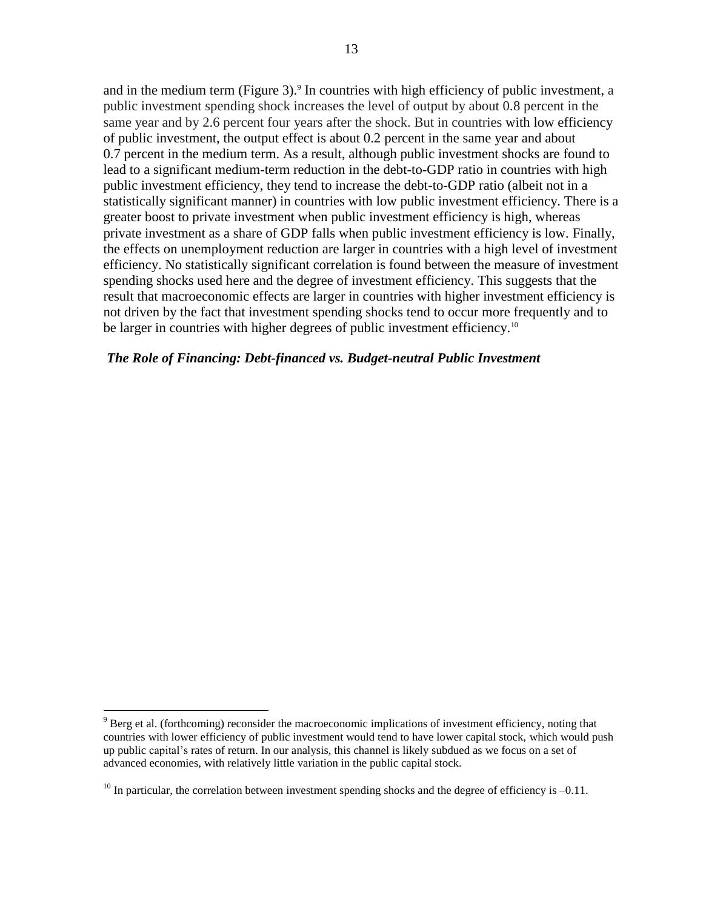and in the medium term (Figure 3).[9] In countries with high efficiency of public investment, a public investment spending shock increases the level of output by about 0.8 percent in the same year and by 2.6 percent four years after the shock. But in countries with low efficiency of public investment, the output effect is about 0.2 percent in the same year and about 0.7 percent in the medium term. As a result, although public investment shocks are found to lead to a significant medium-term reduction in the debt-to-GDP ratio in countries with high public investment efficiency, they tend to increase the debt-to-GDP ratio (albeit not in a statistically significant manner) in countries with low public investment efficiency. There is a greater boost to private investment when public investment efficiency is high, whereas private investment as a share of GDP falls when public investment efficiency is low. Finally, the effects on unemployment reduction are larger in countries with a high level of investment efficiency. No statistically significant correlation is found between the measure of investment spending shocks used here and the degree of investment efficiency. This suggests that the result that macroeconomic effects are larger in countries with higher investment efficiency is not driven by the fact that investment spending shocks tend to occur more frequently and to be larger in countries with higher degrees of public investment efficiency.[10]

***The Role of Financing: Debt-financed vs. Budget-neutral Public Investment***

---

[9] Berg et al. (forthcoming) reconsider the macroeconomic implications of investment efficiency, noting that countries with lower efficiency of public investment would tend to have lower capital stock, which would push up public capital's rates of return. In our analysis, this channel is likely subdued as we focus on a set of advanced economies, with relatively little variation in the public capital stock.

[10] In particular, the correlation between investment spending shocks and the degree of efficiency is –0.11.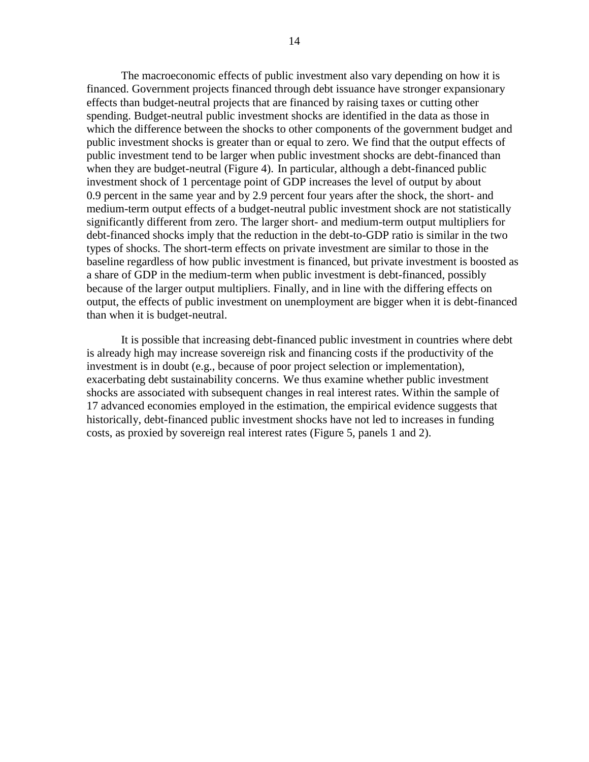The macroeconomic effects of public investment also vary depending on how it is financed. Government projects financed through debt issuance have stronger expansionary effects than budget-neutral projects that are financed by raising taxes or cutting other spending. Budget-neutral public investment shocks are identified in the data as those in which the difference between the shocks to other components of the government budget and public investment shocks is greater than or equal to zero. We find that the output effects of public investment tend to be larger when public investment shocks are debt-financed than when they are budget-neutral (Figure 4). In particular, although a debt-financed public investment shock of 1 percentage point of GDP increases the level of output by about 0.9 percent in the same year and by 2.9 percent four years after the shock, the short- and medium-term output effects of a budget-neutral public investment shock are not statistically significantly different from zero. The larger short- and medium-term output multipliers for debt-financed shocks imply that the reduction in the debt-to-GDP ratio is similar in the two types of shocks. The short-term effects on private investment are similar to those in the baseline regardless of how public investment is financed, but private investment is boosted as a share of GDP in the medium-term when public investment is debt-financed, possibly because of the larger output multipliers. Finally, and in line with the differing effects on output, the effects of public investment on unemployment are bigger when it is debt-financed than when it is budget-neutral.

It is possible that increasing debt-financed public investment in countries where debt is already high may increase sovereign risk and financing costs if the productivity of the investment is in doubt (e.g., because of poor project selection or implementation), exacerbating debt sustainability concerns. We thus examine whether public investment shocks are associated with subsequent changes in real interest rates. Within the sample of 17 advanced economies employed in the estimation, the empirical evidence suggests that historically, debt-financed public investment shocks have not led to increases in funding costs, as proxied by sovereign real interest rates (Figure 5, panels 1 and 2).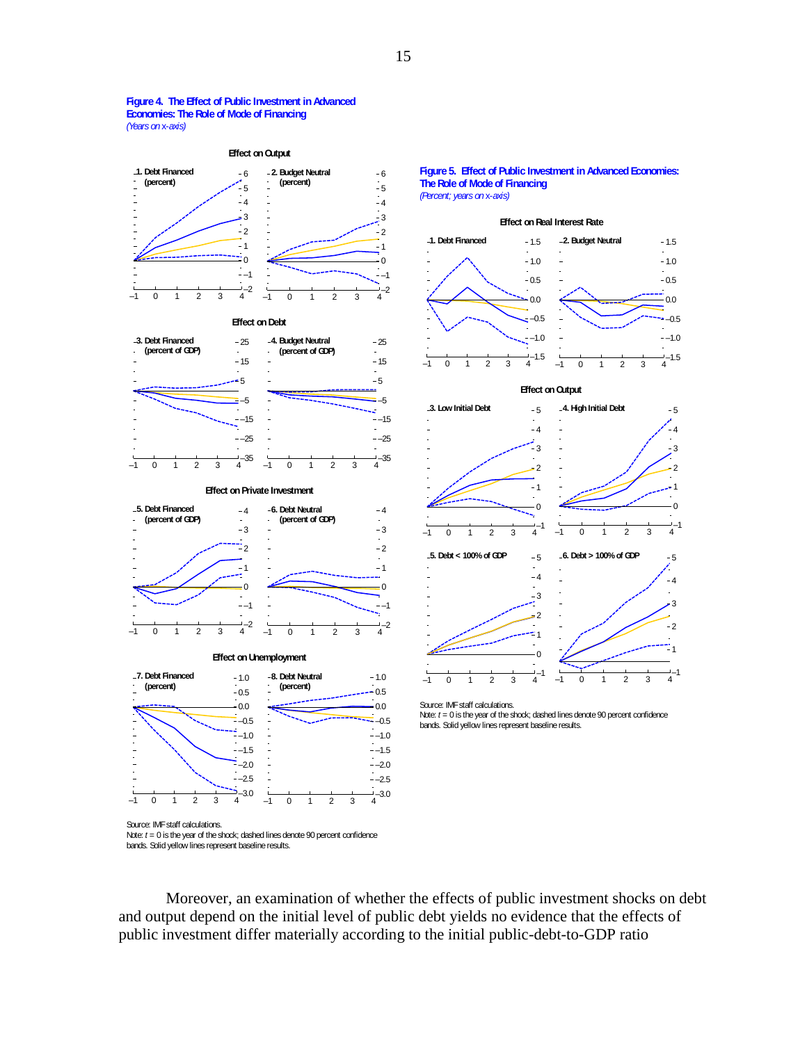**Figure 4. The Effect of Public Investment in Advanced Economies: The Role of Mode of Financing**
*(Years on x-axis)*

Effect on Output

1. Debt Financed (percent)
2. Budget Neutral (percent)

Effect on Debt

3. Debt Financed (percent of GDP)
4. Budget Neutral (percent of GDP)

Effect on Private Investment

5. Debt Financed (percent of GDP)
6. Debt Neutral (percent of GDP)

Effect on Unemployment

7. Debt Financed (percent)
8. Debt Neutral (percent)

Source: IMF staff calculations.
Note: $t = 0$ is the year of the shock; dashed lines denote 90 percent confidence bands. Solid yellow lines represent baseline results.

**Figure 5. Effect of Public Investment in Advanced Economies: The Role of Mode of Financing**
*(Percent; years on x-axis)*

Effect on Real Interest Rate

1. Debt Financed
2. Budget Neutral

Effect on Output

3. Low Initial Debt
4. High Initial Debt
5. Debt < 100% of GDP
6. Debt > 100% of GDP

Source: IMF staff calculations.
Note: $t = 0$ is the year of the shock; dashed lines denote 90 percent confidence bands. Solid yellow lines represent baseline results.

Moreover, an examination of whether the effects of public investment shocks on debt and output depend on the initial level of public debt yields no evidence that the effects of public investment differ materially according to the initial public-debt-to-GDP ratio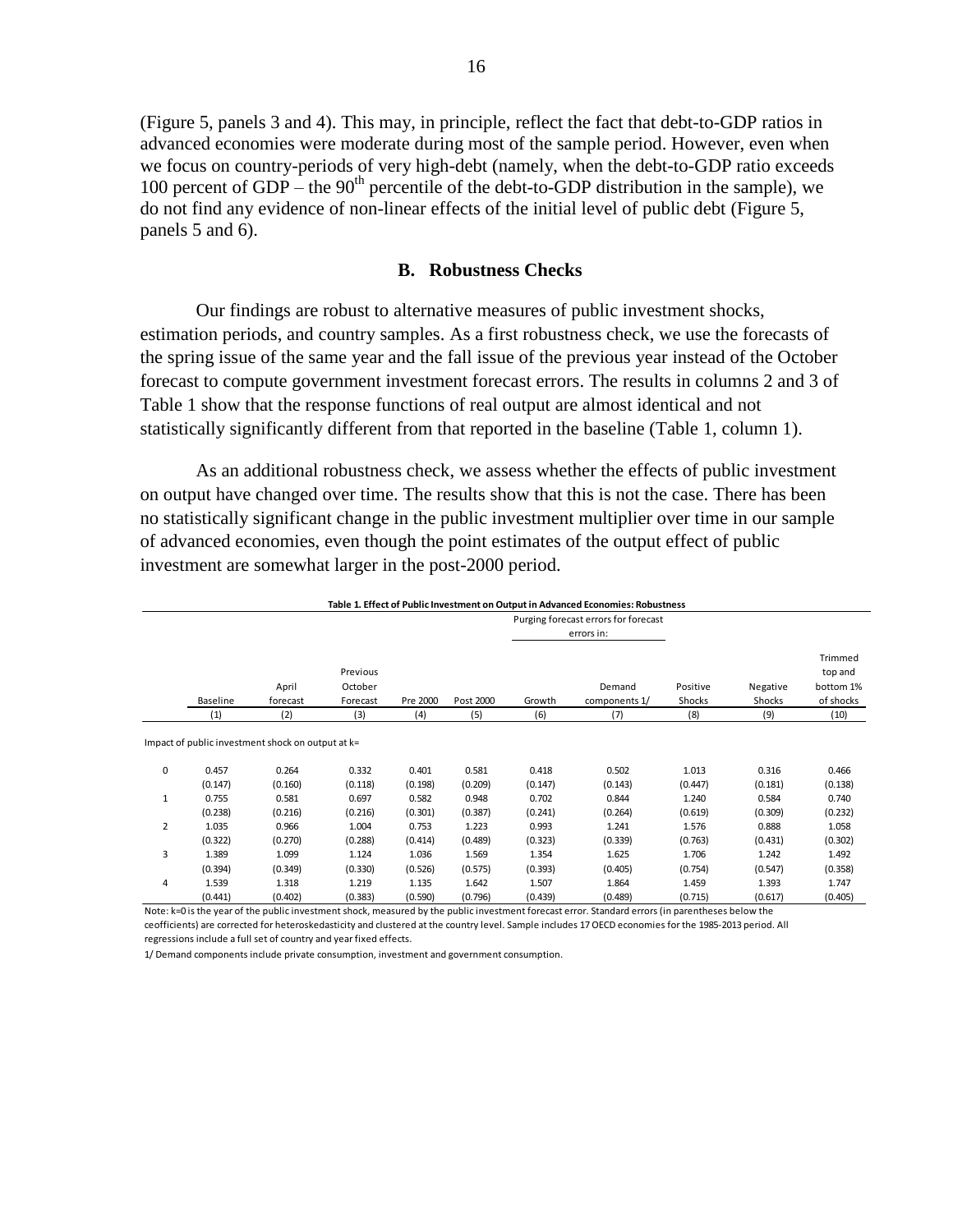(Figure 5, panels 3 and 4). This may, in principle, reflect the fact that debt-to-GDP ratios in advanced economies were moderate during most of the sample period. However, even when we focus on country-periods of very high-debt (namely, when the debt-to-GDP ratio exceeds 100 percent of GDP – the 90th percentile of the debt-to-GDP distribution in the sample), we do not find any evidence of non-linear effects of the initial level of public debt (Figure 5, panels 5 and 6).

## B. Robustness Checks

Our findings are robust to alternative measures of public investment shocks, estimation periods, and country samples. As a first robustness check, we use the forecasts of the spring issue of the same year and the fall issue of the previous year instead of the October forecast to compute government investment forecast errors. The results in columns 2 and 3 of Table 1 show that the response functions of real output are almost identical and not statistically significantly different from that reported in the baseline (Table 1, column 1).

As an additional robustness check, we assess whether the effects of public investment on output have changed over time. The results show that this is not the case. There has been no statistically significant change in the public investment multiplier over time in our sample of advanced economies, even though the point estimates of the output effect of public investment are somewhat larger in the post-2000 period.

**Table 1. Effect of Public Investment on Output in Advanced Economies: Robustness**

| | | | | | | Purging forecast errors for forecast errors in: | | | | |
|---|---|---|---|---|---|---|---|---|---|---|
| | Baseline | April forecast | Previous October Forecast | Pre 2000 | Post 2000 | Growth | Demand components 1/ | Positive Shocks | Negative Shocks | Trimmed top and bottom 1% of shocks |
| | (1) | (2) | (3) | (4) | (5) | (6) | (7) | (8) | (9) | (10) |
| Impact of public investment shock on output at k= | | | | | | | | | | |
| 0 | 0.457 | 0.264 | 0.332 | 0.401 | 0.581 | 0.418 | 0.502 | 1.013 | 0.316 | 0.466 |
| | (0.147) | (0.160) | (0.118) | (0.198) | (0.209) | (0.147) | (0.143) | (0.447) | (0.181) | (0.138) |
| 1 | 0.755 | 0.581 | 0.697 | 0.582 | 0.948 | 0.702 | 0.844 | 1.240 | 0.584 | 0.740 |
| | (0.238) | (0.216) | (0.216) | (0.301) | (0.387) | (0.241) | (0.264) | (0.619) | (0.309) | (0.232) |
| 2 | 1.035 | 0.966 | 1.004 | 0.753 | 1.223 | 0.993 | 1.241 | 1.576 | 0.888 | 1.058 |
| | (0.322) | (0.270) | (0.288) | (0.414) | (0.489) | (0.323) | (0.339) | (0.763) | (0.431) | (0.302) |
| 3 | 1.389 | 1.099 | 1.124 | 1.036 | 1.569 | 1.354 | 1.625 | 1.706 | 1.242 | 1.492 |
| | (0.394) | (0.349) | (0.330) | (0.526) | (0.575) | (0.393) | (0.405) | (0.754) | (0.547) | (0.358) |
| 4 | 1.539 | 1.318 | 1.219 | 1.135 | 1.642 | 1.507 | 1.864 | 1.459 | 1.393 | 1.747 |
| | (0.441) | (0.402) | (0.383) | (0.590) | (0.796) | (0.439) | (0.489) | (0.715) | (0.617) | (0.405) |

Note: k=0 is the year of the public investment shock, measured by the public investment forecast error. Standard errors (in parentheses below the coefficients) are corrected for heteroskedasticity and clustered at the country level. Sample includes 17 OECD economies for the 1985-2013 period. All regressions include a full set of country and year fixed effects.

1/ Demand components include private consumption, investment and government consumption.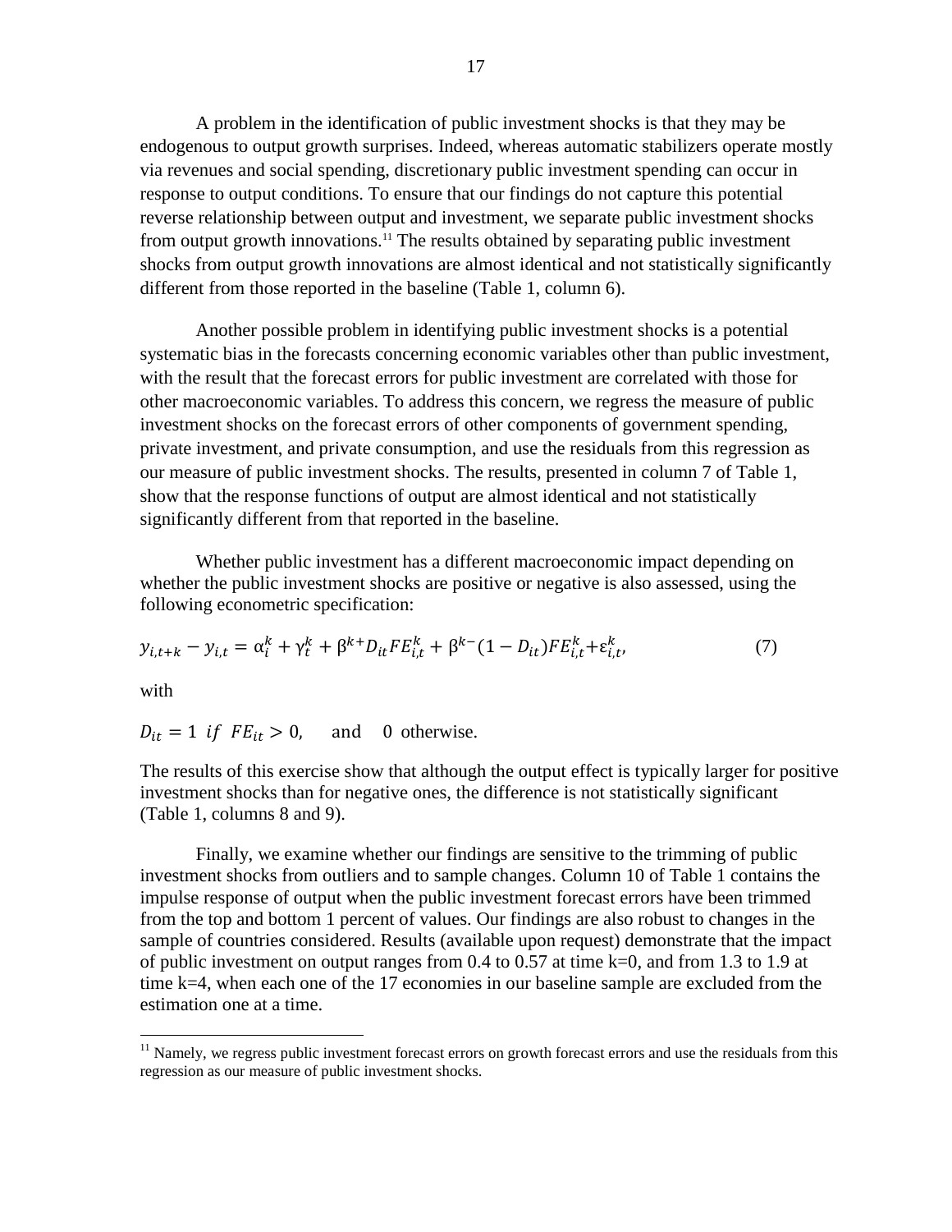A problem in the identification of public investment shocks is that they may be endogenous to output growth surprises. Indeed, whereas automatic stabilizers operate mostly via revenues and social spending, discretionary public investment spending can occur in response to output conditions. To ensure that our findings do not capture this potential reverse relationship between output and investment, we separate public investment shocks from output growth innovations.[11] The results obtained by separating public investment shocks from output growth innovations are almost identical and not statistically significantly different from those reported in the baseline (Table 1, column 6).

Another possible problem in identifying public investment shocks is a potential systematic bias in the forecasts concerning economic variables other than public investment, with the result that the forecast errors for public investment are correlated with those for other macroeconomic variables. To address this concern, we regress the measure of public investment shocks on the forecast errors of other components of government spending, private investment, and private consumption, and use the residuals from this regression as our measure of public investment shocks. The results, presented in column 7 of Table 1, show that the response functions of output are almost identical and not statistically significantly different from that reported in the baseline.

Whether public investment has a different macroeconomic impact depending on whether the public investment shocks are positive or negative is also assessed, using the following econometric specification:

$$y_{i,t+k} - y_{i,t} = \alpha_i^k + \gamma_t^k + \beta^{k+} D_{it} FE_{i,t}^k + \beta^{k-}(1 - D_{it}) FE_{i,t}^k + \varepsilon_{i,t}^k, \tag{7}$$

with

$D_{it} = 1 \;\; if \;\; FE_{it} > 0,$ and 0 otherwise.

The results of this exercise show that although the output effect is typically larger for positive investment shocks than for negative ones, the difference is not statistically significant (Table 1, columns 8 and 9).

Finally, we examine whether our findings are sensitive to the trimming of public investment shocks from outliers and to sample changes. Column 10 of Table 1 contains the impulse response of output when the public investment forecast errors have been trimmed from the top and bottom 1 percent of values. Our findings are also robust to changes in the sample of countries considered. Results (available upon request) demonstrate that the impact of public investment on output ranges from 0.4 to 0.57 at time k=0, and from 1.3 to 1.9 at time k=4, when each one of the 17 economies in our baseline sample are excluded from the estimation one at a time.

[11] Namely, we regress public investment forecast errors on growth forecast errors and use the residuals from this regression as our measure of public investment shocks.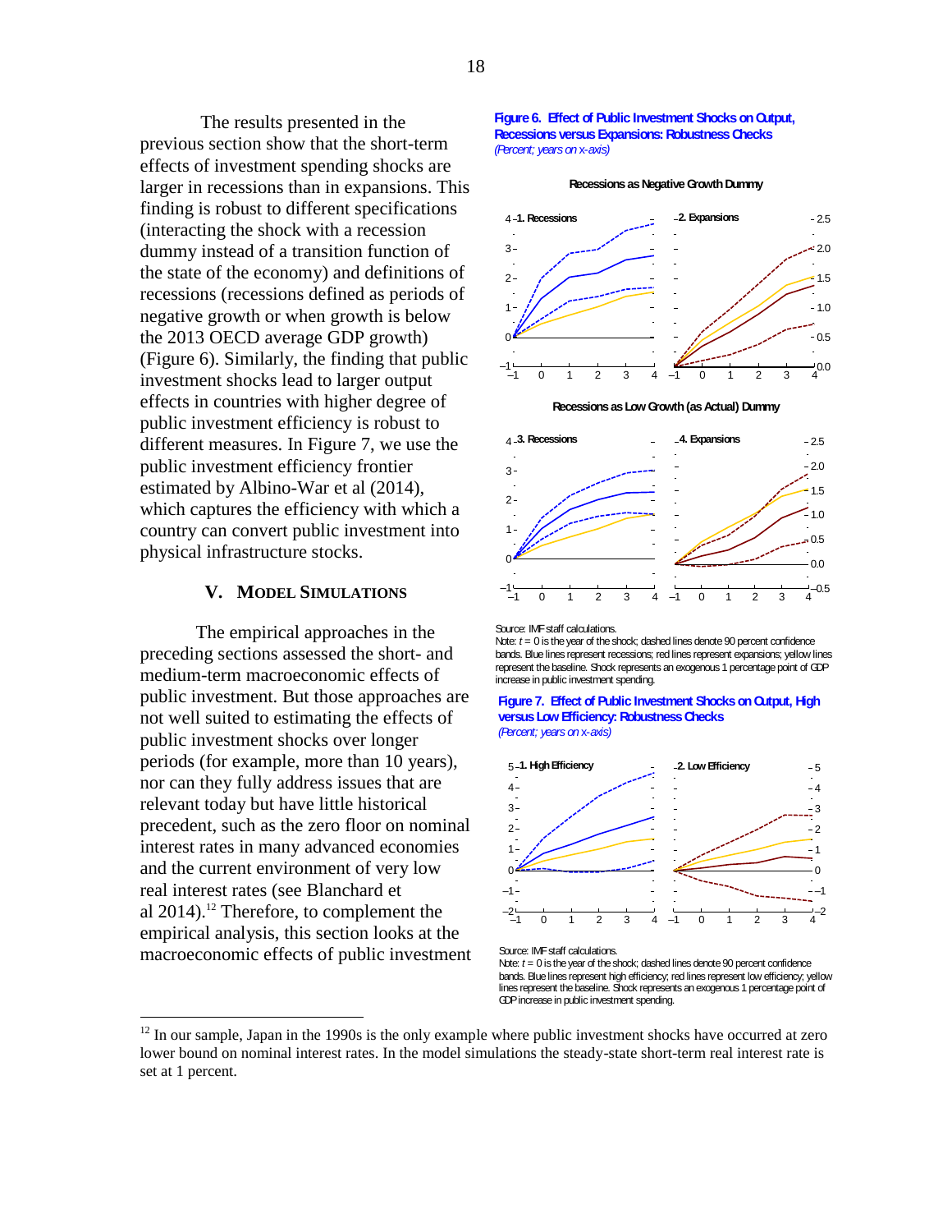The results presented in the previous section show that the short-term effects of investment spending shocks are larger in recessions than in expansions. This finding is robust to different specifications (interacting the shock with a recession dummy instead of a transition function of the state of the economy) and definitions of recessions (recessions defined as periods of negative growth or when growth is below the 2013 OECD average GDP growth) (Figure 6). Similarly, the finding that public investment shocks lead to larger output effects in countries with higher degree of public investment efficiency is robust to different measures. In Figure 7, we use the public investment efficiency frontier estimated by Albino-War et al (2014), which captures the efficiency with which a country can convert public investment into physical infrastructure stocks.

**Figure 6. Effect of Public Investment Shocks on Output, Recessions versus Expansions: Robustness Checks**
*(Percent; years on x-axis)*

Source: IMF staff calculations.
Note: $t = 0$ is the year of the shock; dashed lines denote 90 percent confidence bands. Blue lines represent recessions; red lines represent expansions; yellow lines represent the baseline. Shock represents an exogenous 1 percentage point of GDP increase in public investment spending.

**Figure 7. Effect of Public Investment Shocks on Output, High versus Low Efficiency: Robustness Checks**
*(Percent; years on x-axis)*

Source: IMF staff calculations.
Note: $t = 0$ is the year of the shock; dashed lines denote 90 percent confidence bands. Blue lines represent high efficiency; red lines represent low efficiency; yellow lines represent the baseline. Shock represents an exogenous 1 percentage point of GDP increase in public investment spending.

## V. Model Simulations

The empirical approaches in the preceding sections assessed the short- and medium-term macroeconomic effects of public investment. But those approaches are not well suited to estimating the effects of public investment shocks over longer periods (for example, more than 10 years), nor can they fully address issues that are relevant today but have little historical precedent, such as the zero floor on nominal interest rates in many advanced economies and the current environment of very low real interest rates (see Blanchard et al 2014).[12] Therefore, to complement the empirical analysis, this section looks at the macroeconomic effects of public investment

[12] In our sample, Japan in the 1990s is the only example where public investment shocks have occurred at zero lower bound on nominal interest rates. In the model simulations the steady-state short-term real interest rate is set at 1 percent.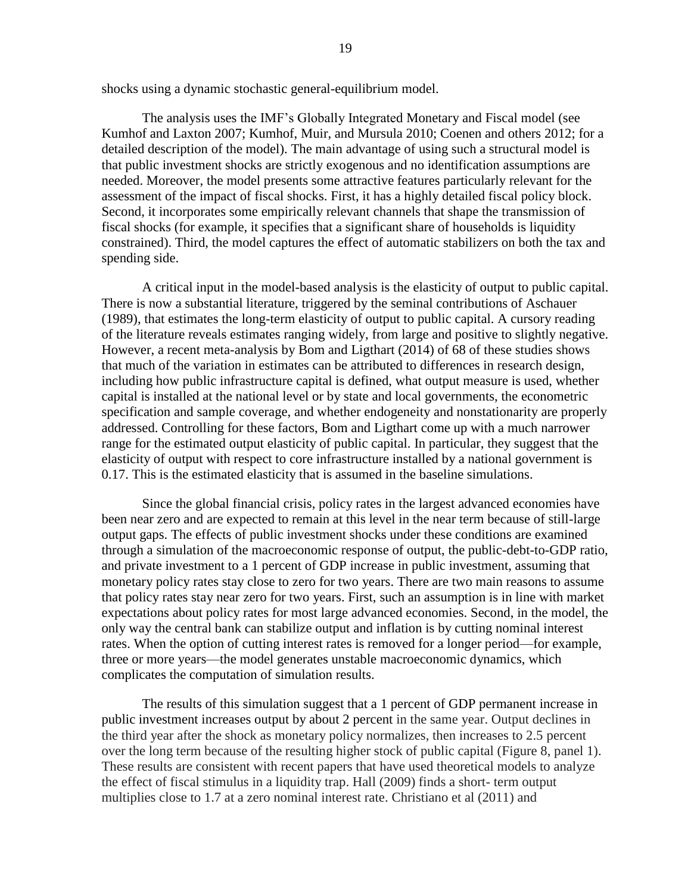shocks using a dynamic stochastic general-equilibrium model.

The analysis uses the IMF's Globally Integrated Monetary and Fiscal model (see Kumhof and Laxton 2007; Kumhof, Muir, and Mursula 2010; Coenen and others 2012; for a detailed description of the model). The main advantage of using such a structural model is that public investment shocks are strictly exogenous and no identification assumptions are needed. Moreover, the model presents some attractive features particularly relevant for the assessment of the impact of fiscal shocks. First, it has a highly detailed fiscal policy block. Second, it incorporates some empirically relevant channels that shape the transmission of fiscal shocks (for example, it specifies that a significant share of households is liquidity constrained). Third, the model captures the effect of automatic stabilizers on both the tax and spending side.

A critical input in the model-based analysis is the elasticity of output to public capital. There is now a substantial literature, triggered by the seminal contributions of Aschauer (1989), that estimates the long-term elasticity of output to public capital. A cursory reading of the literature reveals estimates ranging widely, from large and positive to slightly negative. However, a recent meta-analysis by Bom and Ligthart (2014) of 68 of these studies shows that much of the variation in estimates can be attributed to differences in research design, including how public infrastructure capital is defined, what output measure is used, whether capital is installed at the national level or by state and local governments, the econometric specification and sample coverage, and whether endogeneity and nonstationarity are properly addressed. Controlling for these factors, Bom and Ligthart come up with a much narrower range for the estimated output elasticity of public capital. In particular, they suggest that the elasticity of output with respect to core infrastructure installed by a national government is 0.17. This is the estimated elasticity that is assumed in the baseline simulations.

Since the global financial crisis, policy rates in the largest advanced economies have been near zero and are expected to remain at this level in the near term because of still-large output gaps. The effects of public investment shocks under these conditions are examined through a simulation of the macroeconomic response of output, the public-debt-to-GDP ratio, and private investment to a 1 percent of GDP increase in public investment, assuming that monetary policy rates stay close to zero for two years. There are two main reasons to assume that policy rates stay near zero for two years. First, such an assumption is in line with market expectations about policy rates for most large advanced economies. Second, in the model, the only way the central bank can stabilize output and inflation is by cutting nominal interest rates. When the option of cutting interest rates is removed for a longer period—for example, three or more years—the model generates unstable macroeconomic dynamics, which complicates the computation of simulation results.

The results of this simulation suggest that a 1 percent of GDP permanent increase in public investment increases output by about 2 percent in the same year. Output declines in the third year after the shock as monetary policy normalizes, then increases to 2.5 percent over the long term because of the resulting higher stock of public capital (Figure 8, panel 1). These results are consistent with recent papers that have used theoretical models to analyze the effect of fiscal stimulus in a liquidity trap. Hall (2009) finds a short- term output multiplies close to 1.7 at a zero nominal interest rate. Christiano et al (2011) and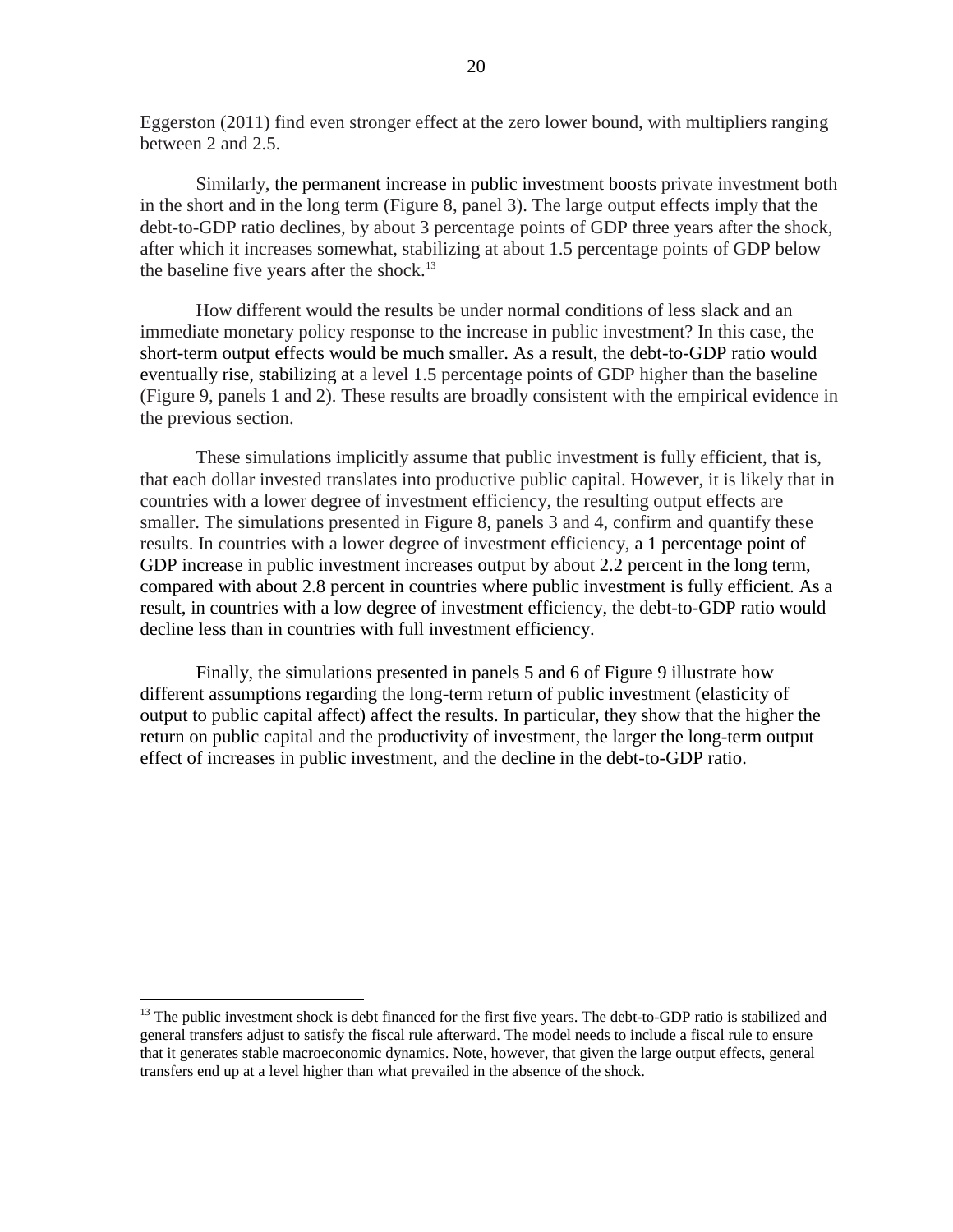Eggerston (2011) find even stronger effect at the zero lower bound, with multipliers ranging between 2 and 2.5.

Similarly, the permanent increase in public investment boosts private investment both in the short and in the long term (Figure 8, panel 3). The large output effects imply that the debt-to-GDP ratio declines, by about 3 percentage points of GDP three years after the shock, after which it increases somewhat, stabilizing at about 1.5 percentage points of GDP below the baseline five years after the shock.[13]

How different would the results be under normal conditions of less slack and an immediate monetary policy response to the increase in public investment? In this case, the short-term output effects would be much smaller. As a result, the debt-to-GDP ratio would eventually rise, stabilizing at a level 1.5 percentage points of GDP higher than the baseline (Figure 9, panels 1 and 2). These results are broadly consistent with the empirical evidence in the previous section.

These simulations implicitly assume that public investment is fully efficient, that is, that each dollar invested translates into productive public capital. However, it is likely that in countries with a lower degree of investment efficiency, the resulting output effects are smaller. The simulations presented in Figure 8, panels 3 and 4, confirm and quantify these results. In countries with a lower degree of investment efficiency, a 1 percentage point of GDP increase in public investment increases output by about 2.2 percent in the long term, compared with about 2.8 percent in countries where public investment is fully efficient. As a result, in countries with a low degree of investment efficiency, the debt-to-GDP ratio would decline less than in countries with full investment efficiency.

Finally, the simulations presented in panels 5 and 6 of Figure 9 illustrate how different assumptions regarding the long-term return of public investment (elasticity of output to public capital affect) affect the results. In particular, they show that the higher the return on public capital and the productivity of investment, the larger the long-term output effect of increases in public investment, and the decline in the debt-to-GDP ratio.

---

[13] The public investment shock is debt financed for the first five years. The debt-to-GDP ratio is stabilized and general transfers adjust to satisfy the fiscal rule afterward. The model needs to include a fiscal rule to ensure that it generates stable macroeconomic dynamics. Note, however, that given the large output effects, general transfers end up at a level higher than what prevailed in the absence of the shock.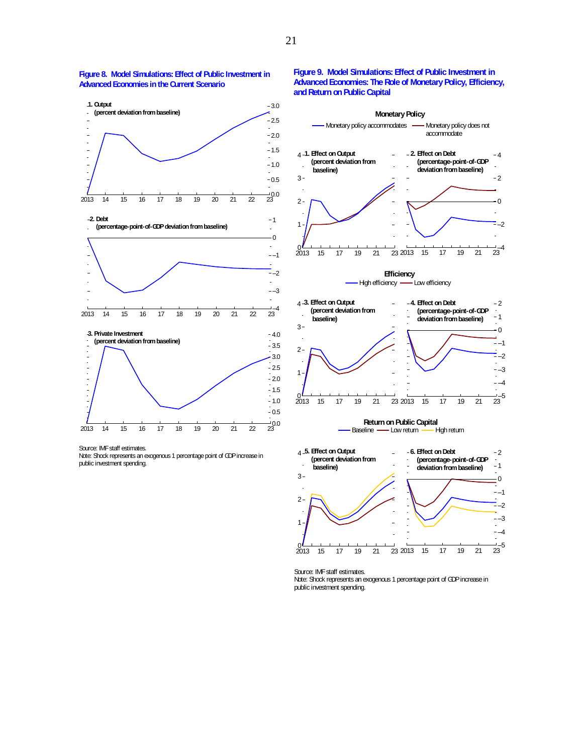**Figure 8. Model Simulations: Effect of Public Investment in Advanced Economies in the Current Scenario**

1. Output (percent deviation from baseline)

2. Debt (percentage-point-of-GDP deviation from baseline)

3. Private Investment (percent deviation from baseline)

Source: IMF staff estimates.
Note: Shock represents an exogenous 1 percentage point of GDP increase in public investment spending.

**Figure 9. Model Simulations: Effect of Public Investment in Advanced Economies: The Role of Monetary Policy, Efficiency, and Return on Public Capital**

Monetary Policy

Monetary policy accommodates — Monetary policy does not accommodate

1. Effect on Output (percent deviation from baseline)

2. Effect on Debt (percentage-point-of-GDP deviation from baseline)

Efficiency

High efficiency — Low efficiency

3. Effect on Output (percent deviation from baseline)

4. Effect on Debt (percentage-point-of-GDP deviation from baseline)

Return on Public Capital

Baseline — Low return — High return

5. Effect on Output (percent deviation from baseline)

6. Effect on Debt (percentage-point-of-GDP deviation from baseline)

Source: IMF staff estimates.
Note: Shock represents an exogenous 1 percentage point of GDP increase in public investment spending.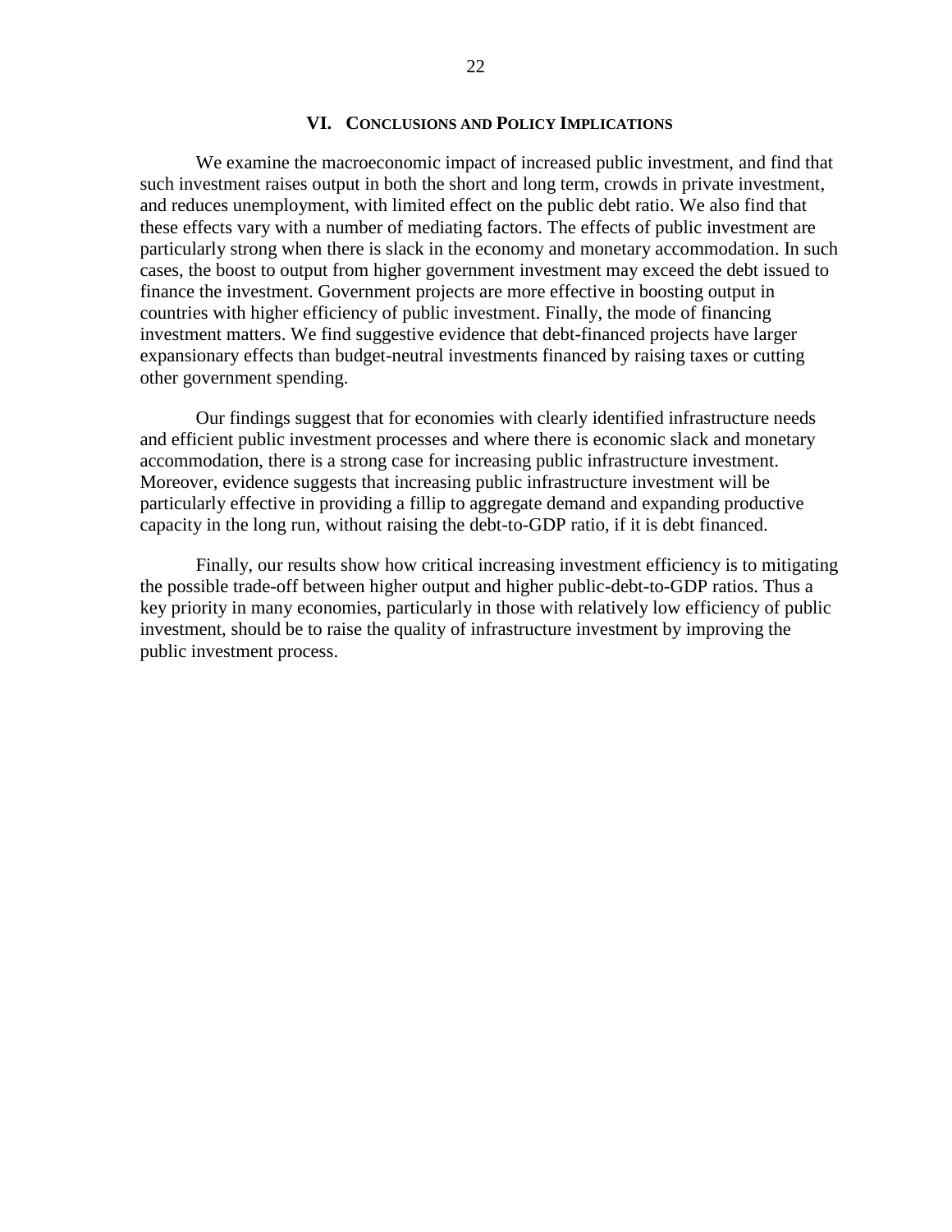## VI. Conclusions and Policy Implications

We examine the macroeconomic impact of increased public investment, and find that such investment raises output in both the short and long term, crowds in private investment, and reduces unemployment, with limited effect on the public debt ratio. We also find that these effects vary with a number of mediating factors. The effects of public investment are particularly strong when there is slack in the economy and monetary accommodation. In such cases, the boost to output from higher government investment may exceed the debt issued to finance the investment. Government projects are more effective in boosting output in countries with higher efficiency of public investment. Finally, the mode of financing investment matters. We find suggestive evidence that debt-financed projects have larger expansionary effects than budget-neutral investments financed by raising taxes or cutting other government spending.

Our findings suggest that for economies with clearly identified infrastructure needs and efficient public investment processes and where there is economic slack and monetary accommodation, there is a strong case for increasing public infrastructure investment. Moreover, evidence suggests that increasing public infrastructure investment will be particularly effective in providing a fillip to aggregate demand and expanding productive capacity in the long run, without raising the debt-to-GDP ratio, if it is debt financed.

Finally, our results show how critical increasing investment efficiency is to mitigating the possible trade-off between higher output and higher public-debt-to-GDP ratios. Thus a key priority in many economies, particularly in those with relatively low efficiency of public investment, should be to raise the quality of infrastructure investment by improving the public investment process.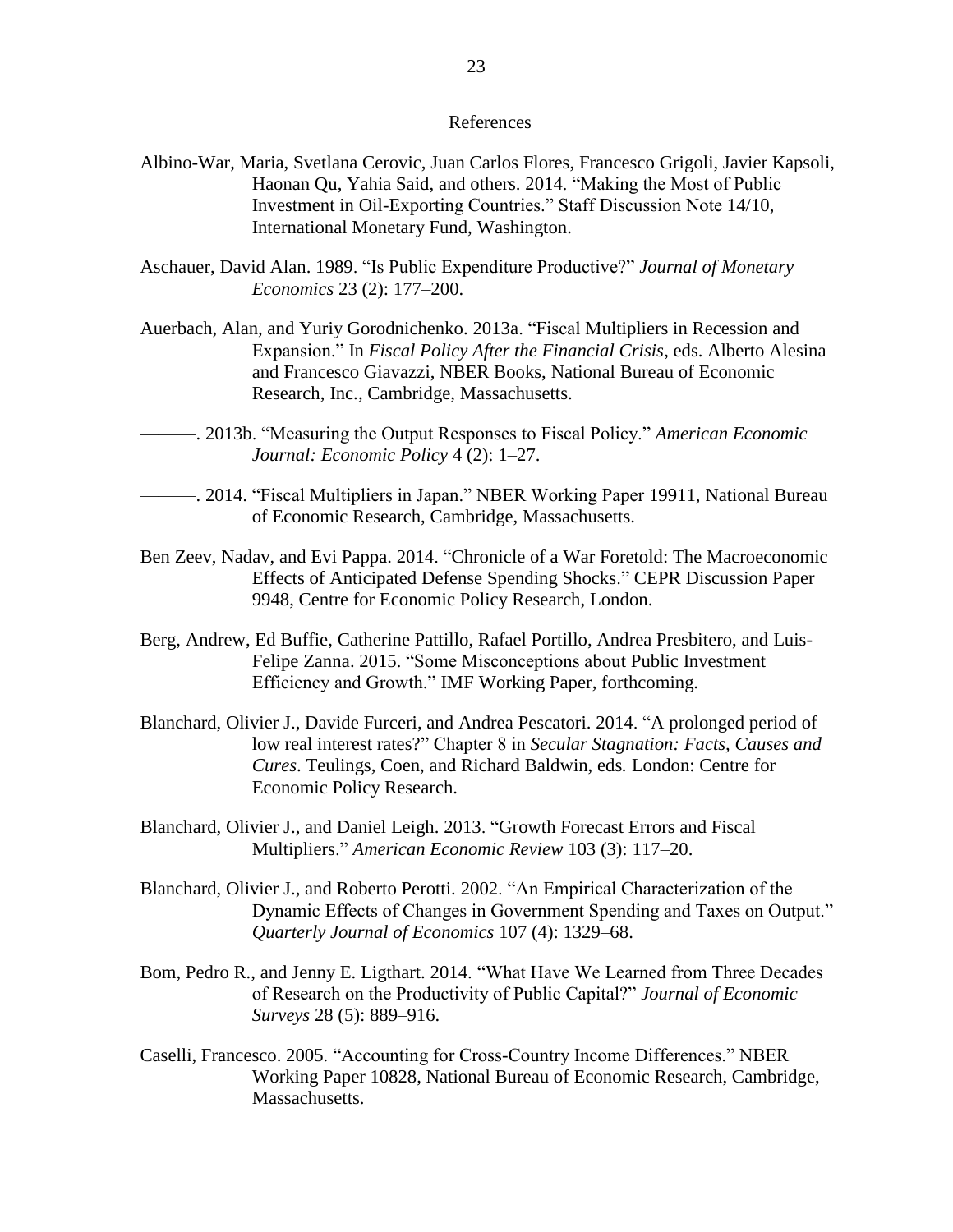# References

Albino-War, Maria, Svetlana Cerovic, Juan Carlos Flores, Francesco Grigoli, Javier Kapsoli, Haonan Qu, Yahia Said, and others. 2014. "Making the Most of Public Investment in Oil-Exporting Countries." Staff Discussion Note 14/10, International Monetary Fund, Washington.

Aschauer, David Alan. 1989. "Is Public Expenditure Productive?" *Journal of Monetary Economics* 23 (2): 177–200.

Auerbach, Alan, and Yuriy Gorodnichenko. 2013a. "Fiscal Multipliers in Recession and Expansion." In *Fiscal Policy After the Financial Crisis*, eds. Alberto Alesina and Francesco Giavazzi, NBER Books, National Bureau of Economic Research, Inc., Cambridge, Massachusetts.

———. 2013b. "Measuring the Output Responses to Fiscal Policy." *American Economic Journal: Economic Policy* 4 (2): 1–27.

———. 2014. "Fiscal Multipliers in Japan." NBER Working Paper 19911, National Bureau of Economic Research, Cambridge, Massachusetts.

Ben Zeev, Nadav, and Evi Pappa. 2014. "Chronicle of a War Foretold: The Macroeconomic Effects of Anticipated Defense Spending Shocks." CEPR Discussion Paper 9948, Centre for Economic Policy Research, London.

Berg, Andrew, Ed Buffie, Catherine Pattillo, Rafael Portillo, Andrea Presbitero, and Luis-Felipe Zanna. 2015. "Some Misconceptions about Public Investment Efficiency and Growth." IMF Working Paper, forthcoming.

Blanchard, Olivier J., Davide Furceri, and Andrea Pescatori. 2014. "A prolonged period of low real interest rates?" Chapter 8 in *Secular Stagnation: Facts, Causes and Cures*. Teulings, Coen, and Richard Baldwin, eds. London: Centre for Economic Policy Research.

Blanchard, Olivier J., and Daniel Leigh. 2013. "Growth Forecast Errors and Fiscal Multipliers." *American Economic Review* 103 (3): 117–20.

Blanchard, Olivier J., and Roberto Perotti. 2002. "An Empirical Characterization of the Dynamic Effects of Changes in Government Spending and Taxes on Output." *Quarterly Journal of Economics* 107 (4): 1329–68.

Bom, Pedro R., and Jenny E. Ligthart. 2014. "What Have We Learned from Three Decades of Research on the Productivity of Public Capital?" *Journal of Economic Surveys* 28 (5): 889–916.

Caselli, Francesco. 2005. "Accounting for Cross-Country Income Differences." NBER Working Paper 10828, National Bureau of Economic Research, Cambridge, Massachusetts.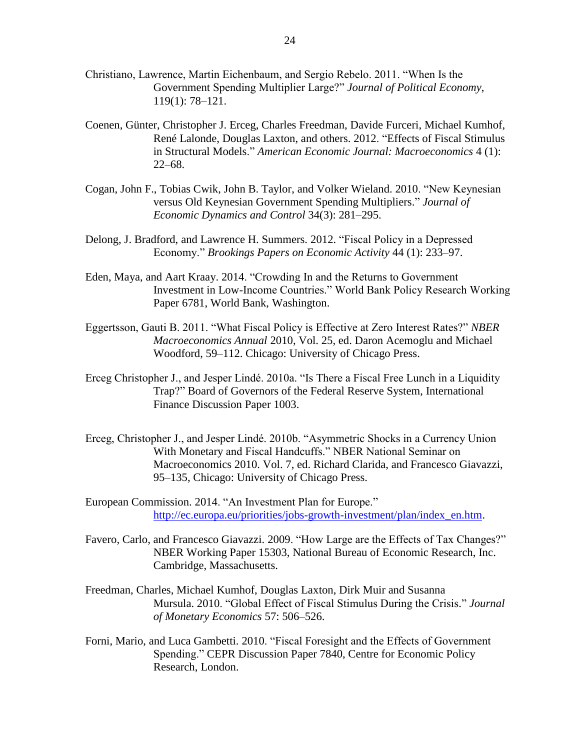Christiano, Lawrence, Martin Eichenbaum, and Sergio Rebelo. 2011. "When Is the Government Spending Multiplier Large?" *Journal of Political Economy*, 119(1): 78–121.

Coenen, Günter, Christopher J. Erceg, Charles Freedman, Davide Furceri, Michael Kumhof, René Lalonde, Douglas Laxton, and others. 2012. "Effects of Fiscal Stimulus in Structural Models." *American Economic Journal: Macroeconomics* 4 (1): 22–68.

Cogan, John F., Tobias Cwik, John B. Taylor, and Volker Wieland. 2010. "New Keynesian versus Old Keynesian Government Spending Multipliers." *Journal of Economic Dynamics and Control* 34(3): 281–295.

Delong, J. Bradford, and Lawrence H. Summers. 2012. "Fiscal Policy in a Depressed Economy." *Brookings Papers on Economic Activity* 44 (1): 233–97.

Eden, Maya, and Aart Kraay. 2014. "Crowding In and the Returns to Government Investment in Low-Income Countries." World Bank Policy Research Working Paper 6781, World Bank, Washington.

Eggertsson, Gauti B. 2011. "What Fiscal Policy is Effective at Zero Interest Rates?" *NBER Macroeconomics Annual* 2010, Vol. 25, ed. Daron Acemoglu and Michael Woodford, 59–112. Chicago: University of Chicago Press.

Erceg Christopher J., and Jesper Lindé. 2010a. "Is There a Fiscal Free Lunch in a Liquidity Trap?" Board of Governors of the Federal Reserve System, International Finance Discussion Paper 1003.

Erceg, Christopher J., and Jesper Lindé. 2010b. "Asymmetric Shocks in a Currency Union With Monetary and Fiscal Handcuffs." NBER National Seminar on Macroeconomics 2010. Vol. 7, ed. Richard Clarida, and Francesco Giavazzi, 95–135, Chicago: University of Chicago Press.

European Commission. 2014. "An Investment Plan for Europe." http://ec.europa.eu/priorities/jobs-growth-investment/plan/index_en.htm.

Favero, Carlo, and Francesco Giavazzi. 2009. "How Large are the Effects of Tax Changes?" NBER Working Paper 15303, National Bureau of Economic Research, Inc. Cambridge, Massachusetts.

Freedman, Charles, Michael Kumhof, Douglas Laxton, Dirk Muir and Susanna Mursula. 2010. "Global Effect of Fiscal Stimulus During the Crisis." *Journal of Monetary Economics* 57: 506–526.

Forni, Mario, and Luca Gambetti. 2010. "Fiscal Foresight and the Effects of Government Spending." CEPR Discussion Paper 7840, Centre for Economic Policy Research, London.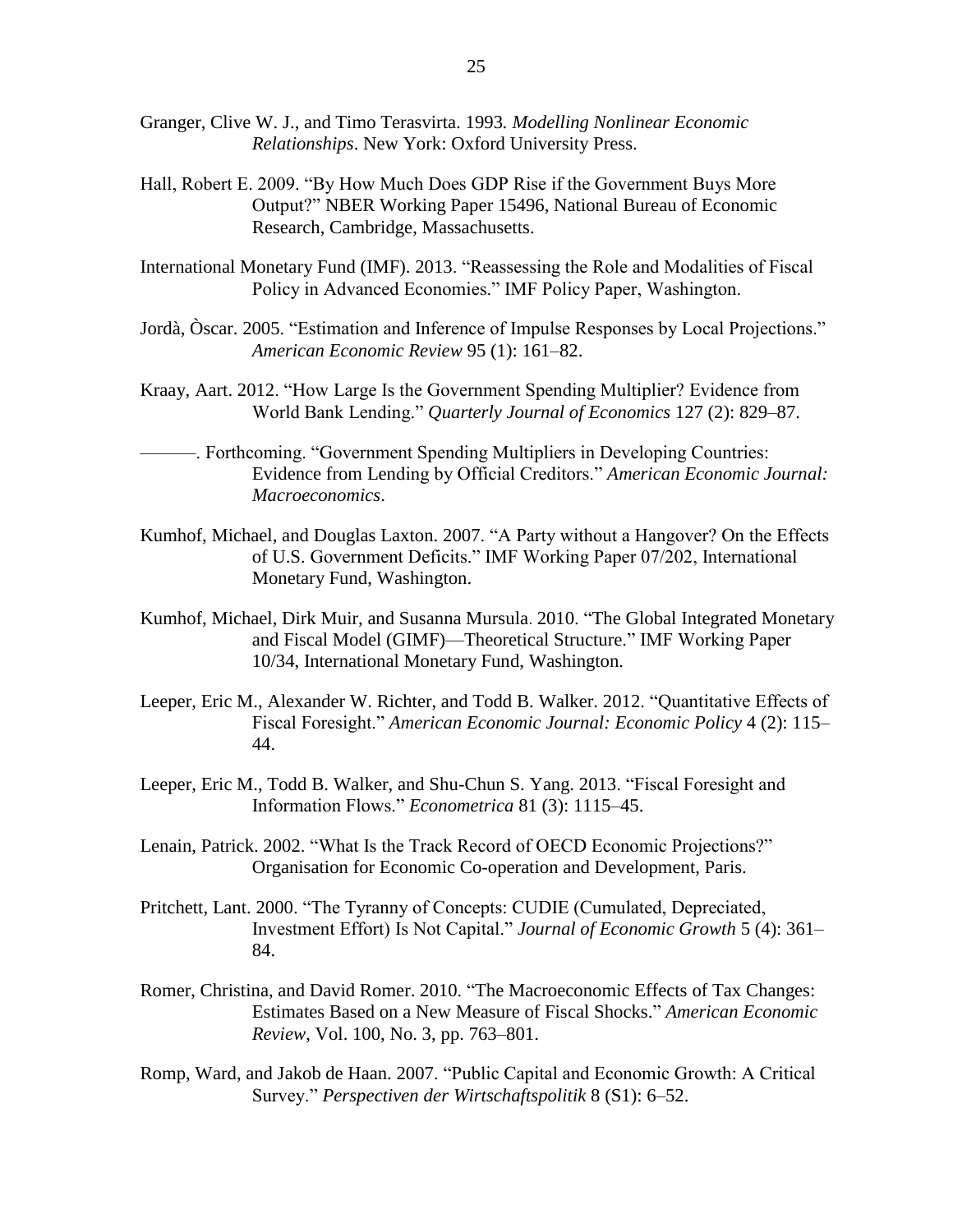Granger, Clive W. J., and Timo Terasvirta. 1993. *Modelling Nonlinear Economic Relationships*. New York: Oxford University Press.

Hall, Robert E. 2009. "By How Much Does GDP Rise if the Government Buys More Output?" NBER Working Paper 15496, National Bureau of Economic Research, Cambridge, Massachusetts.

International Monetary Fund (IMF). 2013. "Reassessing the Role and Modalities of Fiscal Policy in Advanced Economies." IMF Policy Paper, Washington.

Jordà, Òscar. 2005. "Estimation and Inference of Impulse Responses by Local Projections." *American Economic Review* 95 (1): 161–82.

Kraay, Aart. 2012. "How Large Is the Government Spending Multiplier? Evidence from World Bank Lending." *Quarterly Journal of Economics* 127 (2): 829–87.

———. Forthcoming. "Government Spending Multipliers in Developing Countries: Evidence from Lending by Official Creditors." *American Economic Journal: Macroeconomics*.

Kumhof, Michael, and Douglas Laxton. 2007. "A Party without a Hangover? On the Effects of U.S. Government Deficits." IMF Working Paper 07/202, International Monetary Fund, Washington.

Kumhof, Michael, Dirk Muir, and Susanna Mursula. 2010. "The Global Integrated Monetary and Fiscal Model (GIMF)—Theoretical Structure." IMF Working Paper 10/34, International Monetary Fund, Washington.

Leeper, Eric M., Alexander W. Richter, and Todd B. Walker. 2012. "Quantitative Effects of Fiscal Foresight." *American Economic Journal: Economic Policy* 4 (2): 115–44.

Leeper, Eric M., Todd B. Walker, and Shu-Chun S. Yang. 2013. "Fiscal Foresight and Information Flows." *Econometrica* 81 (3): 1115–45.

Lenain, Patrick. 2002. "What Is the Track Record of OECD Economic Projections?" Organisation for Economic Co-operation and Development, Paris.

Pritchett, Lant. 2000. "The Tyranny of Concepts: CUDIE (Cumulated, Depreciated, Investment Effort) Is Not Capital." *Journal of Economic Growth* 5 (4): 361–84.

Romer, Christina, and David Romer. 2010. "The Macroeconomic Effects of Tax Changes: Estimates Based on a New Measure of Fiscal Shocks." *American Economic Review*, Vol. 100, No. 3, pp. 763–801.

Romp, Ward, and Jakob de Haan. 2007. "Public Capital and Economic Growth: A Critical Survey." *Perspectiven der Wirtschaftspolitik* 8 (S1): 6–52.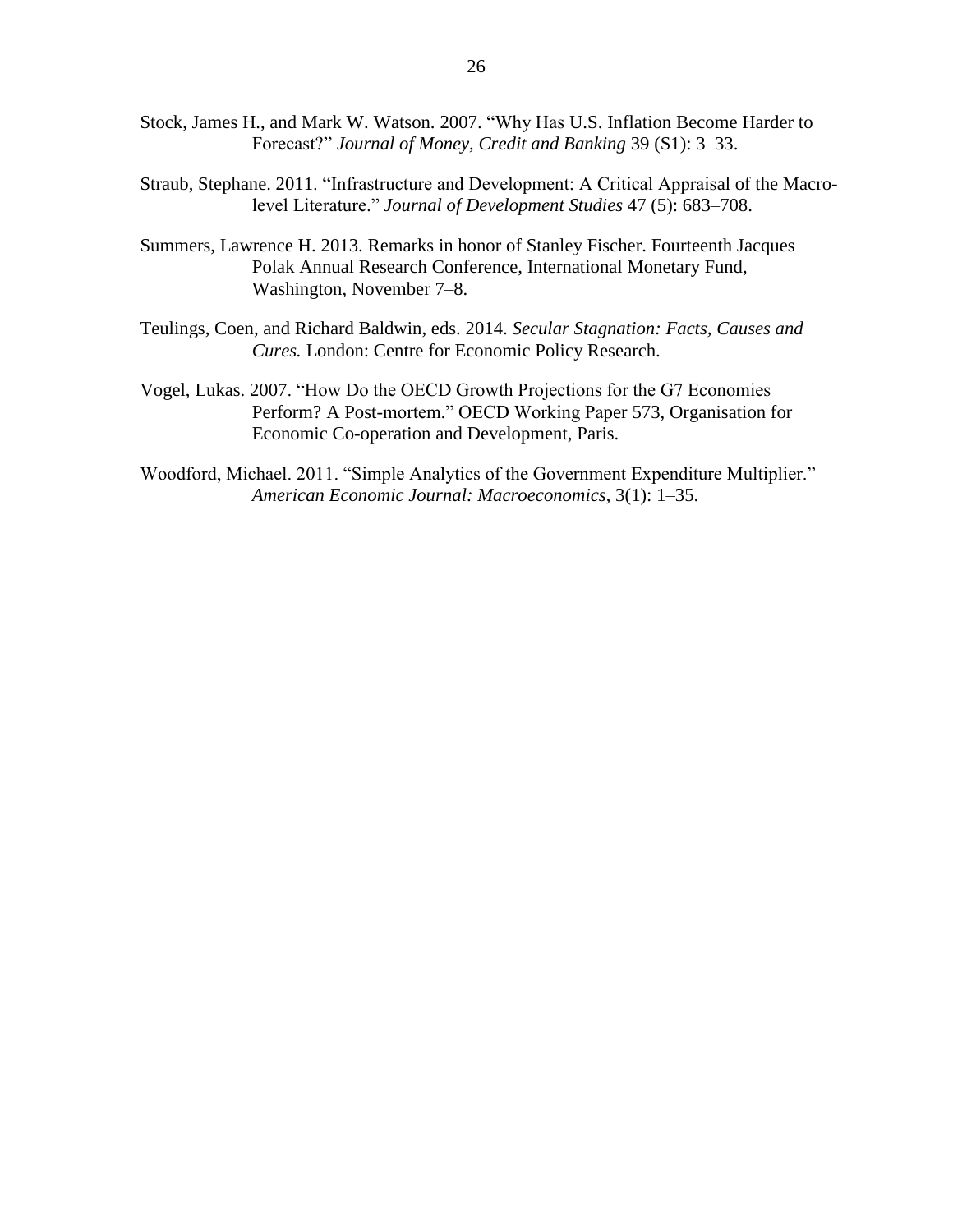Stock, James H., and Mark W. Watson. 2007. "Why Has U.S. Inflation Become Harder to Forecast?" *Journal of Money, Credit and Banking* 39 (S1): 3–33.

Straub, Stephane. 2011. "Infrastructure and Development: A Critical Appraisal of the Macro-level Literature." *Journal of Development Studies* 47 (5): 683–708.

Summers, Lawrence H. 2013. Remarks in honor of Stanley Fischer. Fourteenth Jacques Polak Annual Research Conference, International Monetary Fund, Washington, November 7–8.

Teulings, Coen, and Richard Baldwin, eds. 2014. *Secular Stagnation: Facts, Causes and Cures.* London: Centre for Economic Policy Research.

Vogel, Lukas. 2007. "How Do the OECD Growth Projections for the G7 Economies Perform? A Post-mortem." OECD Working Paper 573, Organisation for Economic Co-operation and Development, Paris.

Woodford, Michael. 2011. "Simple Analytics of the Government Expenditure Multiplier." *American Economic Journal: Macroeconomics*, 3(1): 1–35.